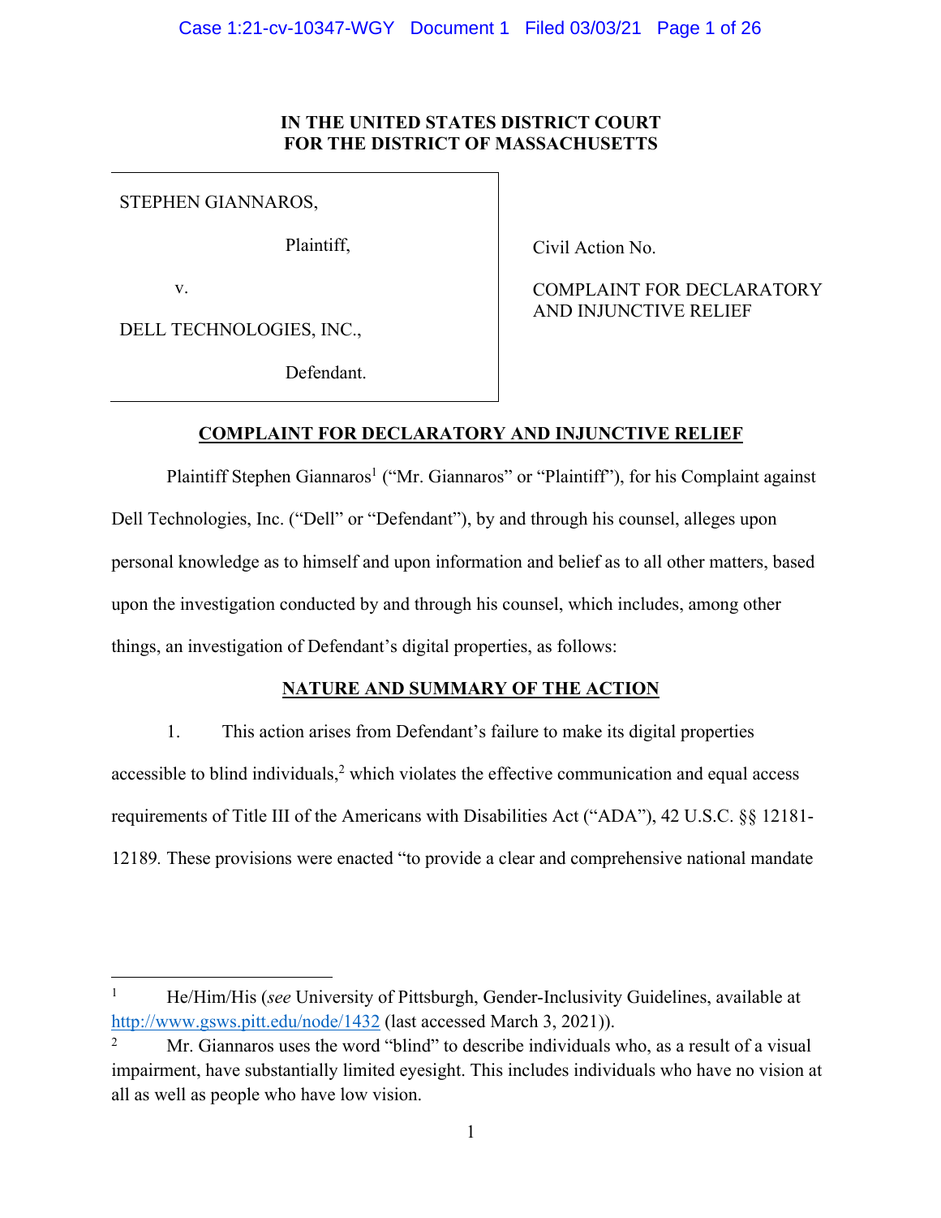**IN THE UNITED STATES DISTRICT COURT**
**FOR THE DISTRICT OF MASSACHUSETTS**

| | |
|---|---|
| STEPHEN GIANNAROS, Plaintiff, v. DELL TECHNOLOGIES, INC., Defendant. | Civil Action No. COMPLAINT FOR DECLARATORY AND INJUNCTIVE RELIEF |

## COMPLAINT FOR DECLARATORY AND INJUNCTIVE RELIEF

Plaintiff Stephen Giannaros[1] ("Mr. Giannaros" or "Plaintiff"), for his Complaint against Dell Technologies, Inc. ("Dell" or "Defendant"), by and through his counsel, alleges upon personal knowledge as to himself and upon information and belief as to all other matters, based upon the investigation conducted by and through his counsel, which includes, among other things, an investigation of Defendant's digital properties, as follows:

## NATURE AND SUMMARY OF THE ACTION

1. This action arises from Defendant's failure to make its digital properties accessible to blind individuals,[2] which violates the effective communication and equal access requirements of Title III of the Americans with Disabilities Act ("ADA"), 42 U.S.C. §§ 12181-12189. These provisions were enacted "to provide a clear and comprehensive national mandate

---

[1] He/Him/His (*see* University of Pittsburgh, Gender-Inclusivity Guidelines, available at http://www.gsws.pitt.edu/node/1432 (last accessed March 3, 2021)).

[2] Mr. Giannaros uses the word "blind" to describe individuals who, as a result of a visual impairment, have substantially limited eyesight. This includes individuals who have no vision at all as well as people who have low vision.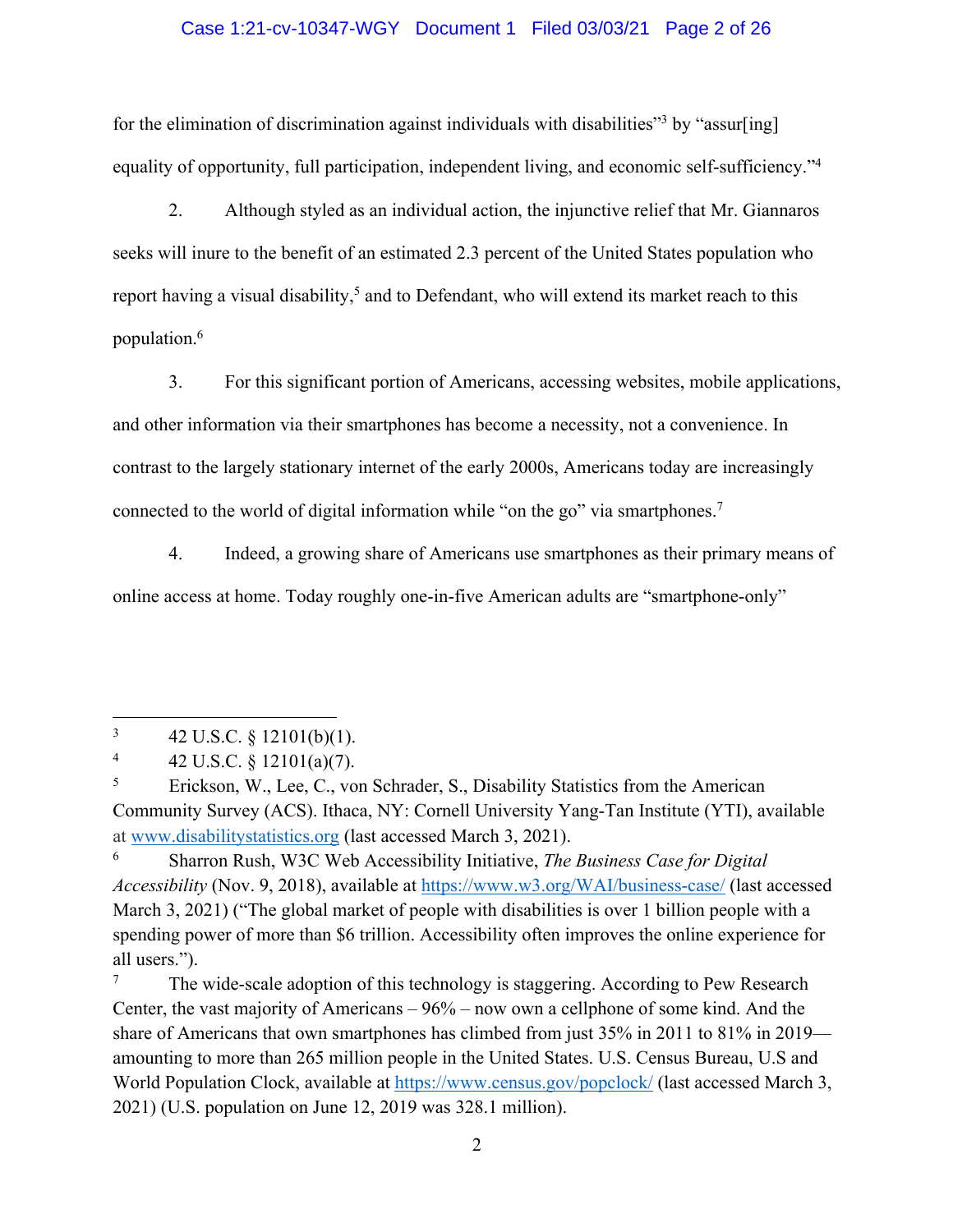for the elimination of discrimination against individuals with disabilities"[3] by "assur[ing] equality of opportunity, full participation, independent living, and economic self-sufficiency."[4]

2. Although styled as an individual action, the injunctive relief that Mr. Giannaros seeks will inure to the benefit of an estimated 2.3 percent of the United States population who report having a visual disability,[5] and to Defendant, who will extend its market reach to this population.[6]

3. For this significant portion of Americans, accessing websites, mobile applications, and other information via their smartphones has become a necessity, not a convenience. In contrast to the largely stationary internet of the early 2000s, Americans today are increasingly connected to the world of digital information while "on the go" via smartphones.[7]

4. Indeed, a growing share of Americans use smartphones as their primary means of online access at home. Today roughly one-in-five American adults are "smartphone-only"

---

[3] 42 U.S.C. § 12101(b)(1).

[4] 42 U.S.C. § 12101(a)(7).

[5] Erickson, W., Lee, C., von Schrader, S., Disability Statistics from the American Community Survey (ACS). Ithaca, NY: Cornell University Yang-Tan Institute (YTI), available at www.disabilitystatistics.org (last accessed March 3, 2021).

[6] Sharron Rush, W3C Web Accessibility Initiative, *The Business Case for Digital Accessibility* (Nov. 9, 2018), available at https://www.w3.org/WAI/business-case/ (last accessed March 3, 2021) ("The global market of people with disabilities is over 1 billion people with a spending power of more than $6 trillion. Accessibility often improves the online experience for all users.").

[7] The wide-scale adoption of this technology is staggering. According to Pew Research Center, the vast majority of Americans – 96% – now own a cellphone of some kind. And the share of Americans that own smartphones has climbed from just 35% in 2011 to 81% in 2019—amounting to more than 265 million people in the United States. U.S. Census Bureau, U.S and World Population Clock, available at https://www.census.gov/popclock/ (last accessed March 3, 2021) (U.S. population on June 12, 2019 was 328.1 million).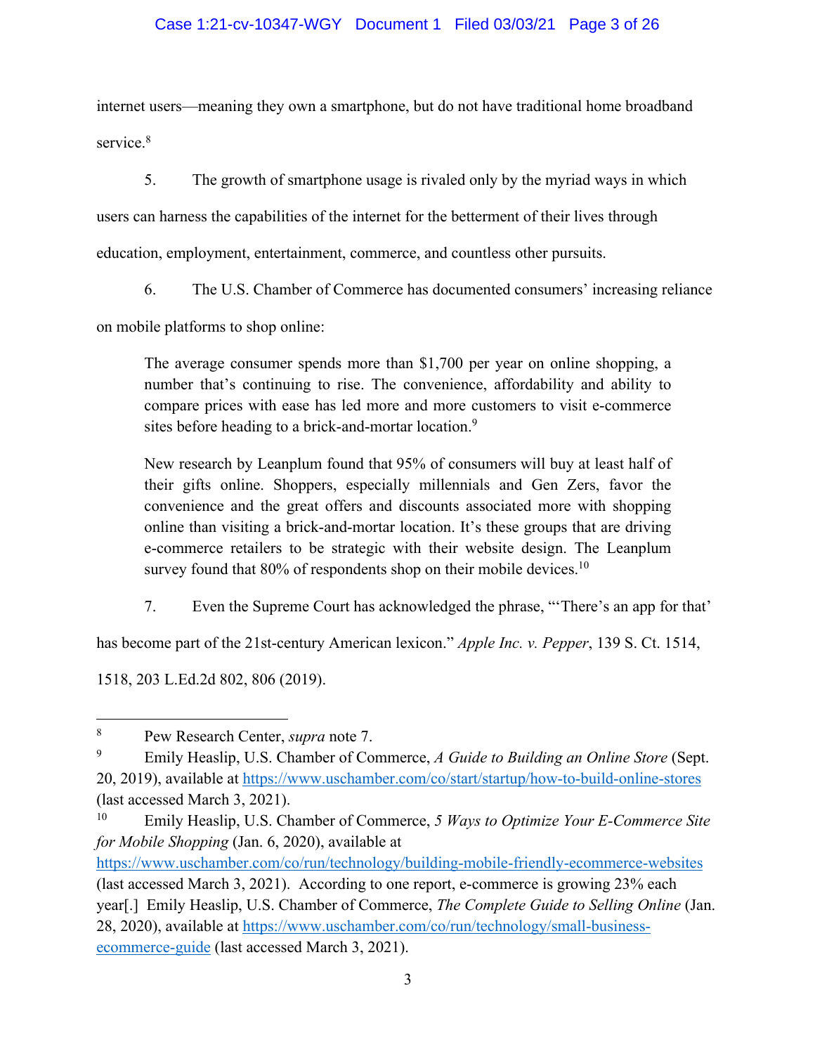internet users—meaning they own a smartphone, but do not have traditional home broadband service.[8]

5. The growth of smartphone usage is rivaled only by the myriad ways in which users can harness the capabilities of the internet for the betterment of their lives through education, employment, entertainment, commerce, and countless other pursuits.

6. The U.S. Chamber of Commerce has documented consumers' increasing reliance on mobile platforms to shop online:

> The average consumer spends more than $1,700 per year on online shopping, a number that's continuing to rise. The convenience, affordability and ability to compare prices with ease has led more and more customers to visit e-commerce sites before heading to a brick-and-mortar location.[9]
>
> New research by Leanplum found that 95% of consumers will buy at least half of their gifts online. Shoppers, especially millennials and Gen Zers, favor the convenience and the great offers and discounts associated more with shopping online than visiting a brick-and-mortar location. It's these groups that are driving e-commerce retailers to be strategic with their website design. The Leanplum survey found that 80% of respondents shop on their mobile devices.[10]

7. Even the Supreme Court has acknowledged the phrase, "'There's an app for that' has become part of the 21st-century American lexicon." *Apple Inc. v. Pepper*, 139 S. Ct. 1514, 1518, 203 L.Ed.2d 802, 806 (2019).

---

[8] Pew Research Center, *supra* note 7.

[9] Emily Heaslip, U.S. Chamber of Commerce, *A Guide to Building an Online Store* (Sept. 20, 2019), available at https://www.uschamber.com/co/start/startup/how-to-build-online-stores (last accessed March 3, 2021).

[10] Emily Heaslip, U.S. Chamber of Commerce, *5 Ways to Optimize Your E-Commerce Site for Mobile Shopping* (Jan. 6, 2020), available at https://www.uschamber.com/co/run/technology/building-mobile-friendly-ecommerce-websites (last accessed March 3, 2021). According to one report, e-commerce is growing 23% each year[.] Emily Heaslip, U.S. Chamber of Commerce, *The Complete Guide to Selling Online* (Jan. 28, 2020), available at https://www.uschamber.com/co/run/technology/small-business-ecommerce-guide (last accessed March 3, 2021).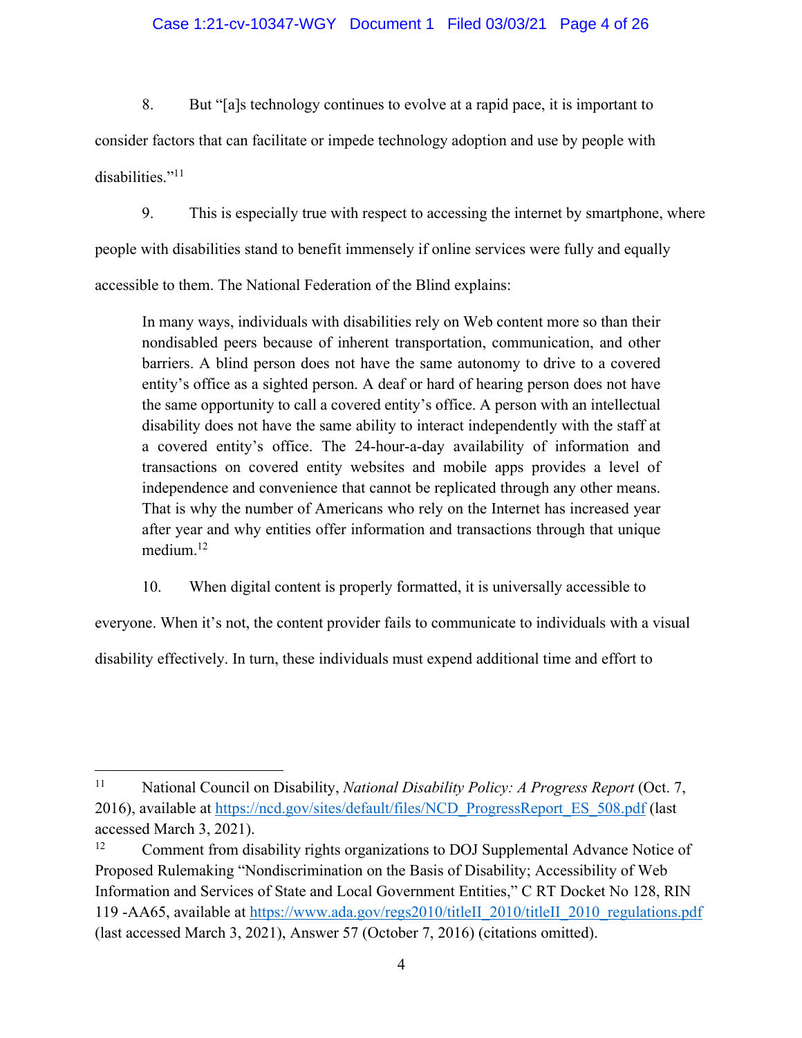8. But "[a]s technology continues to evolve at a rapid pace, it is important to consider factors that can facilitate or impede technology adoption and use by people with disabilities."[11]

9. This is especially true with respect to accessing the internet by smartphone, where people with disabilities stand to benefit immensely if online services were fully and equally accessible to them. The National Federation of the Blind explains:

> In many ways, individuals with disabilities rely on Web content more so than their nondisabled peers because of inherent transportation, communication, and other barriers. A blind person does not have the same autonomy to drive to a covered entity's office as a sighted person. A deaf or hard of hearing person does not have the same opportunity to call a covered entity's office. A person with an intellectual disability does not have the same ability to interact independently with the staff at a covered entity's office. The 24-hour-a-day availability of information and transactions on covered entity websites and mobile apps provides a level of independence and convenience that cannot be replicated through any other means. That is why the number of Americans who rely on the Internet has increased year after year and why entities offer information and transactions through that unique medium.[12]

10. When digital content is properly formatted, it is universally accessible to everyone. When it's not, the content provider fails to communicate to individuals with a visual disability effectively. In turn, these individuals must expend additional time and effort to

---

[11] National Council on Disability, *National Disability Policy: A Progress Report* (Oct. 7, 2016), available at https://ncd.gov/sites/default/files/NCD_ProgressReport_ES_508.pdf (last accessed March 3, 2021).

[12] Comment from disability rights organizations to DOJ Supplemental Advance Notice of Proposed Rulemaking "Nondiscrimination on the Basis of Disability; Accessibility of Web Information and Services of State and Local Government Entities," C RT Docket No 128, RIN 119 -AA65, available at https://www.ada.gov/regs2010/titleII_2010/titleII_2010_regulations.pdf (last accessed March 3, 2021), Answer 57 (October 7, 2016) (citations omitted).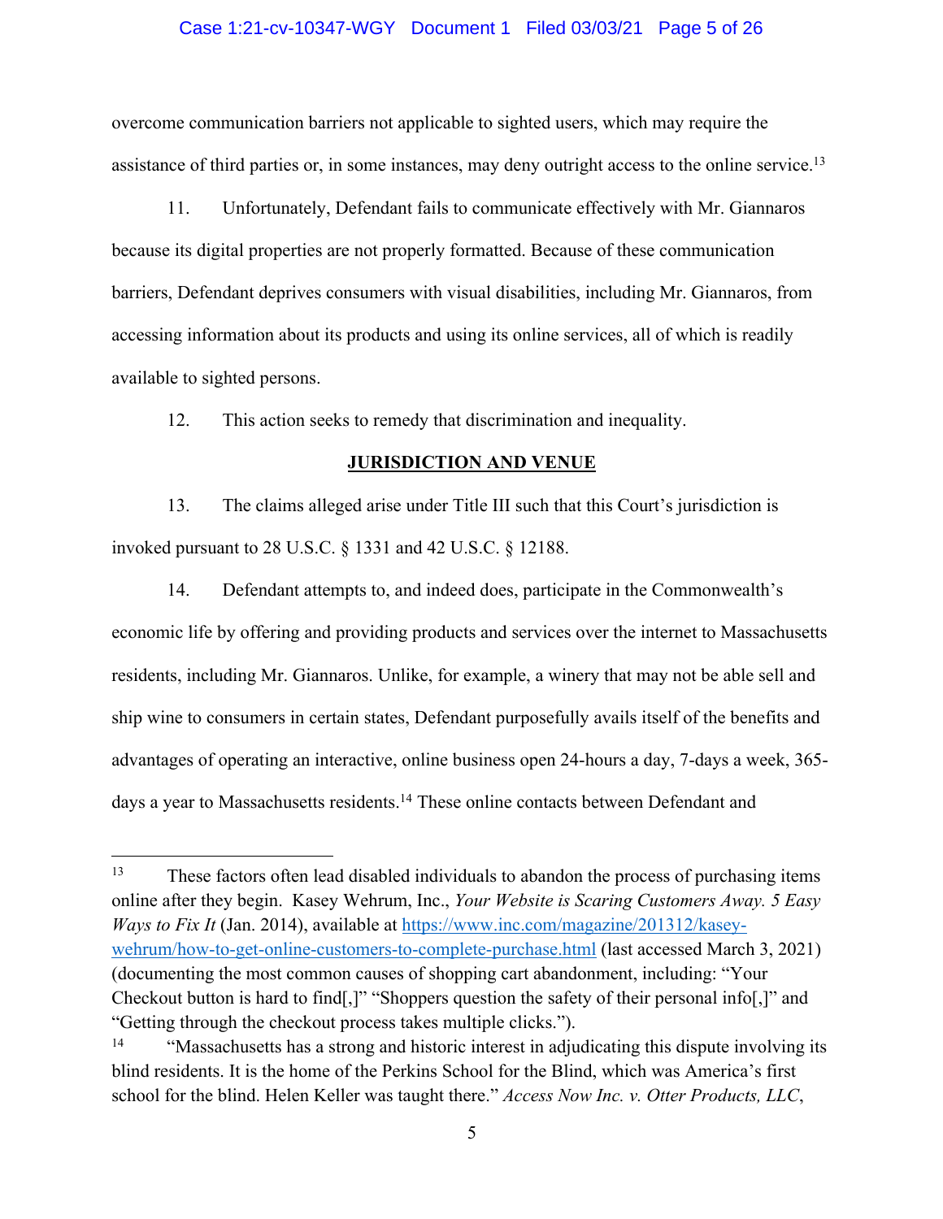overcome communication barriers not applicable to sighted users, which may require the assistance of third parties or, in some instances, may deny outright access to the online service.[13]

11. Unfortunately, Defendant fails to communicate effectively with Mr. Giannaros because its digital properties are not properly formatted. Because of these communication barriers, Defendant deprives consumers with visual disabilities, including Mr. Giannaros, from accessing information about its products and using its online services, all of which is readily available to sighted persons.

12. This action seeks to remedy that discrimination and inequality.

## JURISDICTION AND VENUE

13. The claims alleged arise under Title III such that this Court's jurisdiction is invoked pursuant to 28 U.S.C. § 1331 and 42 U.S.C. § 12188.

14. Defendant attempts to, and indeed does, participate in the Commonwealth's economic life by offering and providing products and services over the internet to Massachusetts residents, including Mr. Giannaros. Unlike, for example, a winery that may not be able sell and ship wine to consumers in certain states, Defendant purposefully avails itself of the benefits and advantages of operating an interactive, online business open 24-hours a day, 7-days a week, 365-days a year to Massachusetts residents.[14] These online contacts between Defendant and

---

[13] These factors often lead disabled individuals to abandon the process of purchasing items online after they begin. Kasey Wehrum, Inc., *Your Website is Scaring Customers Away. 5 Easy Ways to Fix It* (Jan. 2014), available at https://www.inc.com/magazine/201312/kasey-wehrum/how-to-get-online-customers-to-complete-purchase.html (last accessed March 3, 2021) (documenting the most common causes of shopping cart abandonment, including: "Your Checkout button is hard to find[,]" "Shoppers question the safety of their personal info[,]" and "Getting through the checkout process takes multiple clicks.").

[14] "Massachusetts has a strong and historic interest in adjudicating this dispute involving its blind residents. It is the home of the Perkins School for the Blind, which was America's first school for the blind. Helen Keller was taught there." *Access Now Inc. v. Otter Products, LLC*,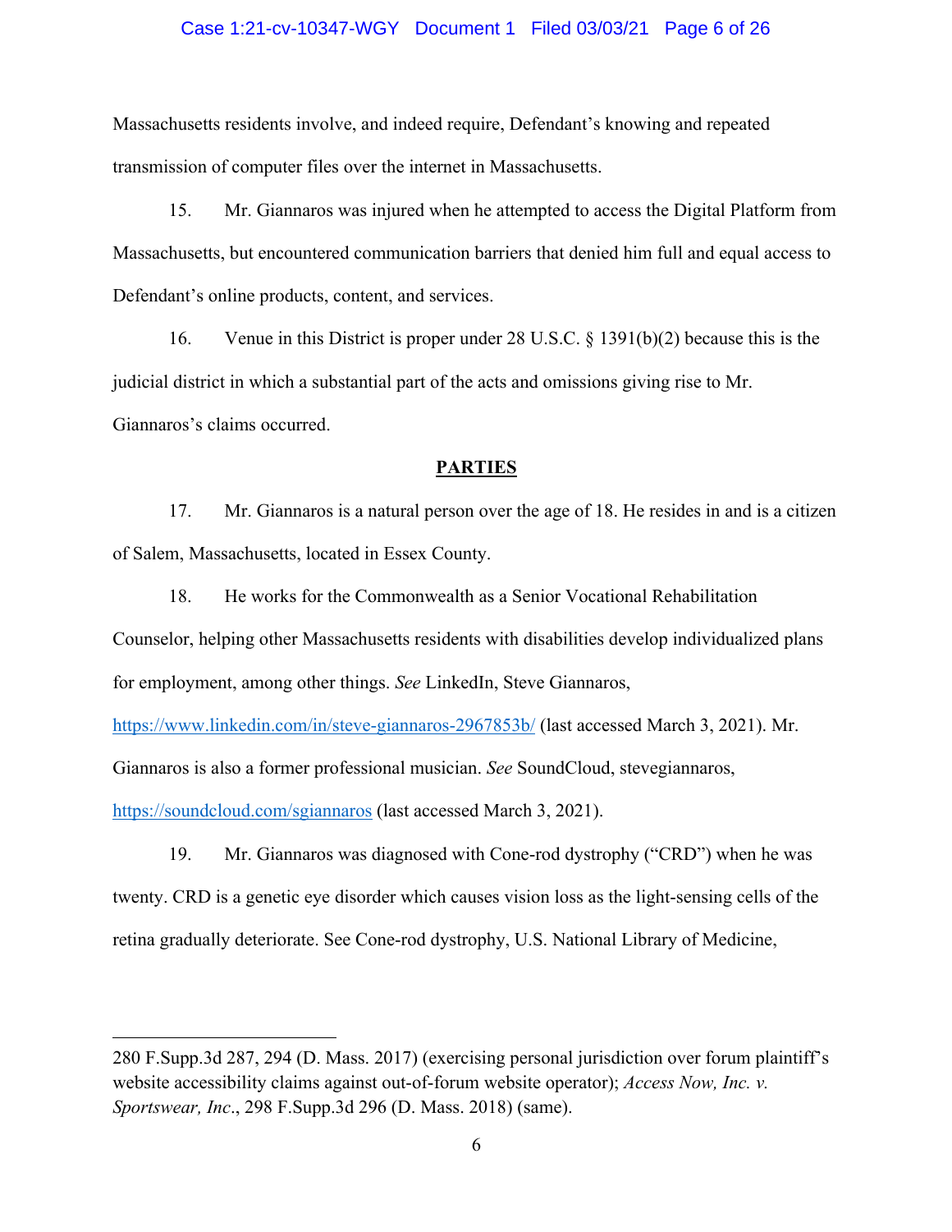Massachusetts residents involve, and indeed require, Defendant's knowing and repeated transmission of computer files over the internet in Massachusetts.

15. Mr. Giannaros was injured when he attempted to access the Digital Platform from Massachusetts, but encountered communication barriers that denied him full and equal access to Defendant's online products, content, and services.

16. Venue in this District is proper under 28 U.S.C. § 1391(b)(2) because this is the judicial district in which a substantial part of the acts and omissions giving rise to Mr. Giannaros's claims occurred.

## PARTIES

17. Mr. Giannaros is a natural person over the age of 18. He resides in and is a citizen of Salem, Massachusetts, located in Essex County.

18. He works for the Commonwealth as a Senior Vocational Rehabilitation Counselor, helping other Massachusetts residents with disabilities develop individualized plans for employment, among other things. *See* LinkedIn, Steve Giannaros, https://www.linkedin.com/in/steve-giannaros-2967853b/ (last accessed March 3, 2021). Mr. Giannaros is also a former professional musician. *See* SoundCloud, stevegiannaros, https://soundcloud.com/sgiannaros (last accessed March 3, 2021).

19. Mr. Giannaros was diagnosed with Cone-rod dystrophy ("CRD") when he was twenty. CRD is a genetic eye disorder which causes vision loss as the light-sensing cells of the retina gradually deteriorate. See Cone-rod dystrophy, U.S. National Library of Medicine,

---

280 F.Supp.3d 287, 294 (D. Mass. 2017) (exercising personal jurisdiction over forum plaintiff's website accessibility claims against out-of-forum website operator); *Access Now, Inc. v. Sportswear, Inc.*, 298 F.Supp.3d 296 (D. Mass. 2018) (same).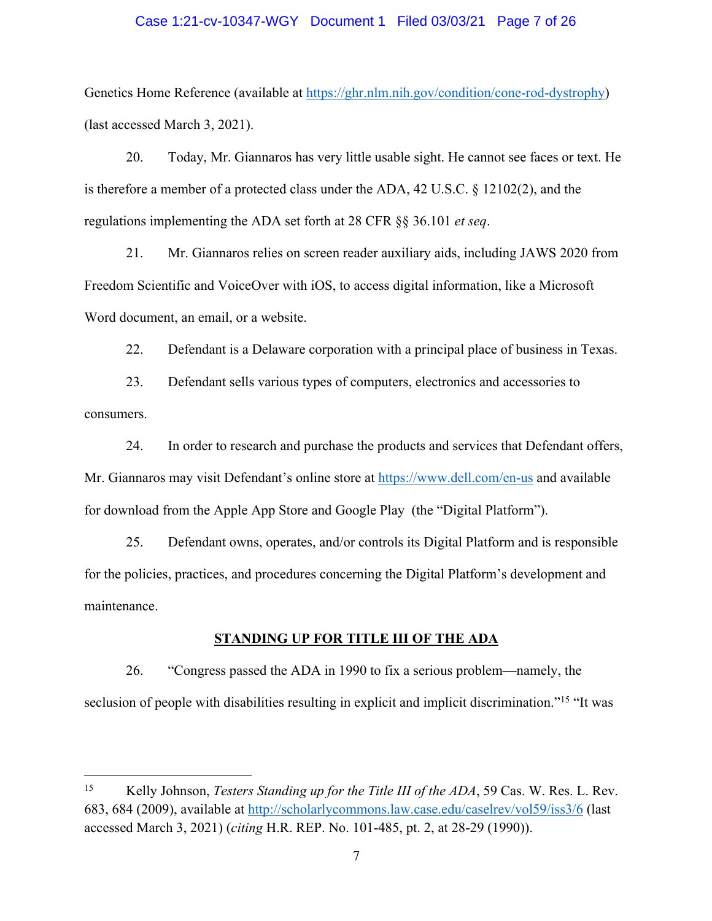Genetics Home Reference (available at https://ghr.nlm.nih.gov/condition/cone-rod-dystrophy) (last accessed March 3, 2021).

20. Today, Mr. Giannaros has very little usable sight. He cannot see faces or text. He is therefore a member of a protected class under the ADA, 42 U.S.C. § 12102(2), and the regulations implementing the ADA set forth at 28 CFR §§ 36.101 *et seq*.

21. Mr. Giannaros relies on screen reader auxiliary aids, including JAWS 2020 from Freedom Scientific and VoiceOver with iOS, to access digital information, like a Microsoft Word document, an email, or a website.

22. Defendant is a Delaware corporation with a principal place of business in Texas.

23. Defendant sells various types of computers, electronics and accessories to consumers.

24. In order to research and purchase the products and services that Defendant offers, Mr. Giannaros may visit Defendant's online store at https://www.dell.com/en-us and available for download from the Apple App Store and Google Play (the "Digital Platform").

25. Defendant owns, operates, and/or controls its Digital Platform and is responsible for the policies, practices, and procedures concerning the Digital Platform's development and maintenance.

## STANDING UP FOR TITLE III OF THE ADA

26. "Congress passed the ADA in 1990 to fix a serious problem—namely, the seclusion of people with disabilities resulting in explicit and implicit discrimination."[15] "It was

---

[15] Kelly Johnson, *Testers Standing up for the Title III of the ADA*, 59 Cas. W. Res. L. Rev. 683, 684 (2009), available at http://scholarlycommons.law.case.edu/caselrev/vol59/iss3/6 (last accessed March 3, 2021) (*citing* H.R. REP. No. 101-485, pt. 2, at 28-29 (1990)).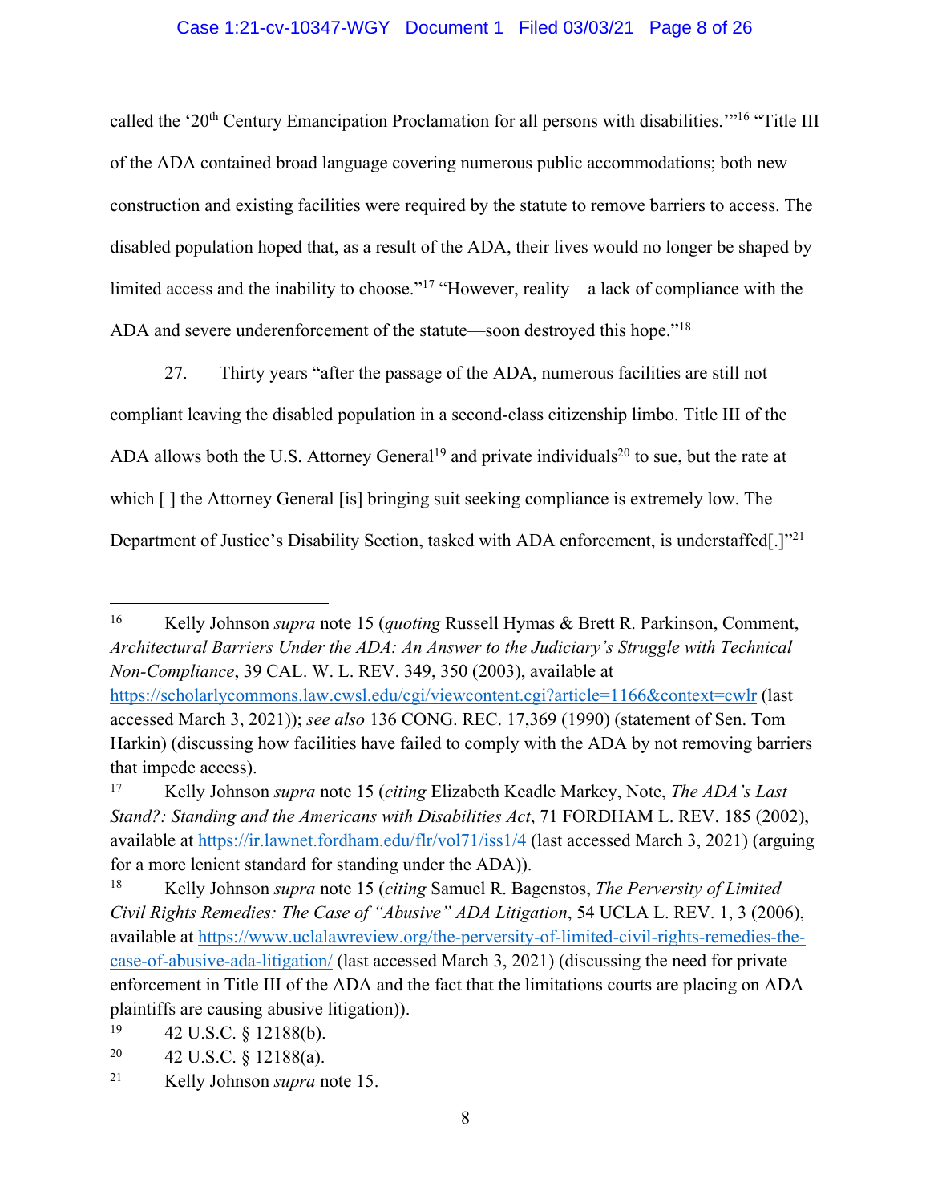called the '20th Century Emancipation Proclamation for all persons with disabilities.'"[16] "Title III of the ADA contained broad language covering numerous public accommodations; both new construction and existing facilities were required by the statute to remove barriers to access. The disabled population hoped that, as a result of the ADA, their lives would no longer be shaped by limited access and the inability to choose."[17] "However, reality—a lack of compliance with the ADA and severe underenforcement of the statute—soon destroyed this hope."[18]

27. Thirty years "after the passage of the ADA, numerous facilities are still not compliant leaving the disabled population in a second-class citizenship limbo. Title III of the ADA allows both the U.S. Attorney General[19] and private individuals[20] to sue, but the rate at which [ ] the Attorney General [is] bringing suit seeking compliance is extremely low. The Department of Justice's Disability Section, tasked with ADA enforcement, is understaffed[.]"[21]

---

[16] Kelly Johnson *supra* note 15 (*quoting* Russell Hymas & Brett R. Parkinson, Comment, *Architectural Barriers Under the ADA: An Answer to the Judiciary's Struggle with Technical Non-Compliance*, 39 CAL. W. L. REV. 349, 350 (2003), available at https://scholarlycommons.law.cwsl.edu/cgi/viewcontent.cgi?article=1166&context=cwlr (last accessed March 3, 2021)); *see also* 136 CONG. REC. 17,369 (1990) (statement of Sen. Tom Harkin) (discussing how facilities have failed to comply with the ADA by not removing barriers that impede access).

[17] Kelly Johnson *supra* note 15 (*citing* Elizabeth Keadle Markey, Note, *The ADA's Last Stand?: Standing and the Americans with Disabilities Act*, 71 FORDHAM L. REV. 185 (2002), available at https://ir.lawnet.fordham.edu/flr/vol71/iss1/4 (last accessed March 3, 2021) (arguing for a more lenient standard for standing under the ADA)).

[18] Kelly Johnson *supra* note 15 (*citing* Samuel R. Bagenstos, *The Perversity of Limited Civil Rights Remedies: The Case of "Abusive" ADA Litigation*, 54 UCLA L. REV. 1, 3 (2006), available at https://www.uclalawreview.org/the-perversity-of-limited-civil-rights-remedies-the-case-of-abusive-ada-litigation/ (last accessed March 3, 2021) (discussing the need for private enforcement in Title III of the ADA and the fact that the limitations courts are placing on ADA plaintiffs are causing abusive litigation)).

[19] 42 U.S.C. § 12188(b).

[20] 42 U.S.C. § 12188(a).

[21] Kelly Johnson *supra* note 15.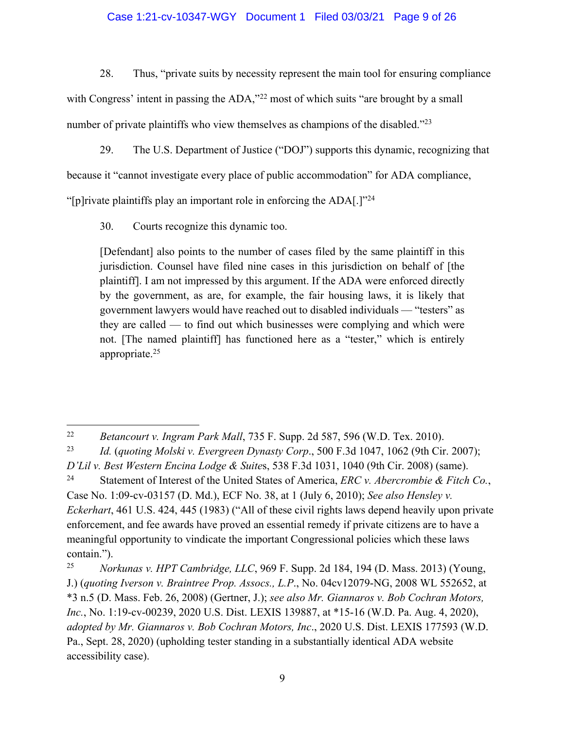28. Thus, "private suits by necessity represent the main tool for ensuring compliance with Congress' intent in passing the ADA,"[22] most of which suits "are brought by a small number of private plaintiffs who view themselves as champions of the disabled."[23]

29. The U.S. Department of Justice ("DOJ") supports this dynamic, recognizing that because it "cannot investigate every place of public accommodation" for ADA compliance, "[p]rivate plaintiffs play an important role in enforcing the ADA[.]"[24]

30. Courts recognize this dynamic too.

> [Defendant] also points to the number of cases filed by the same plaintiff in this jurisdiction. Counsel have filed nine cases in this jurisdiction on behalf of [the plaintiff]. I am not impressed by this argument. If the ADA were enforced directly by the government, as are, for example, the fair housing laws, it is likely that government lawyers would have reached out to disabled individuals — "testers" as they are called — to find out which businesses were complying and which were not. [The named plaintiff] has functioned here as a "tester," which is entirely appropriate.[25]

---

[22] *Betancourt v. Ingram Park Mall*, 735 F. Supp. 2d 587, 596 (W.D. Tex. 2010).

[23] *Id.* (*quoting Molski v. Evergreen Dynasty Corp*., 500 F.3d 1047, 1062 (9th Cir. 2007); *D'Lil v. Best Western Encina Lodge & Suites*, 538 F.3d 1031, 1040 (9th Cir. 2008) (same).

[24] Statement of Interest of the United States of America, *ERC v. Abercrombie & Fitch Co.*, Case No. 1:09-cv-03157 (D. Md.), ECF No. 38, at 1 (July 6, 2010); *See also Hensley v. Eckerhart*, 461 U.S. 424, 445 (1983) ("All of these civil rights laws depend heavily upon private enforcement, and fee awards have proved an essential remedy if private citizens are to have a meaningful opportunity to vindicate the important Congressional policies which these laws contain.").

[25] *Norkunas v. HPT Cambridge, LLC*, 969 F. Supp. 2d 184, 194 (D. Mass. 2013) (Young, J.) (*quoting Iverson v. Braintree Prop. Assocs., L.P.*, No. 04cv12079-NG, 2008 WL 552652, at *3 n.5 (D. Mass. Feb. 26, 2008) (Gertner, J.); *see also Mr. Giannaros v. Bob Cochran Motors, Inc.*, No. 1:19-cv-00239, 2020 U.S. Dist. LEXIS 139887, at *15-16 (W.D. Pa. Aug. 4, 2020), *adopted by Mr. Giannaros v. Bob Cochran Motors, Inc*., 2020 U.S. Dist. LEXIS 177593 (W.D. Pa., Sept. 28, 2020) (upholding tester standing in a substantially identical ADA website accessibility case).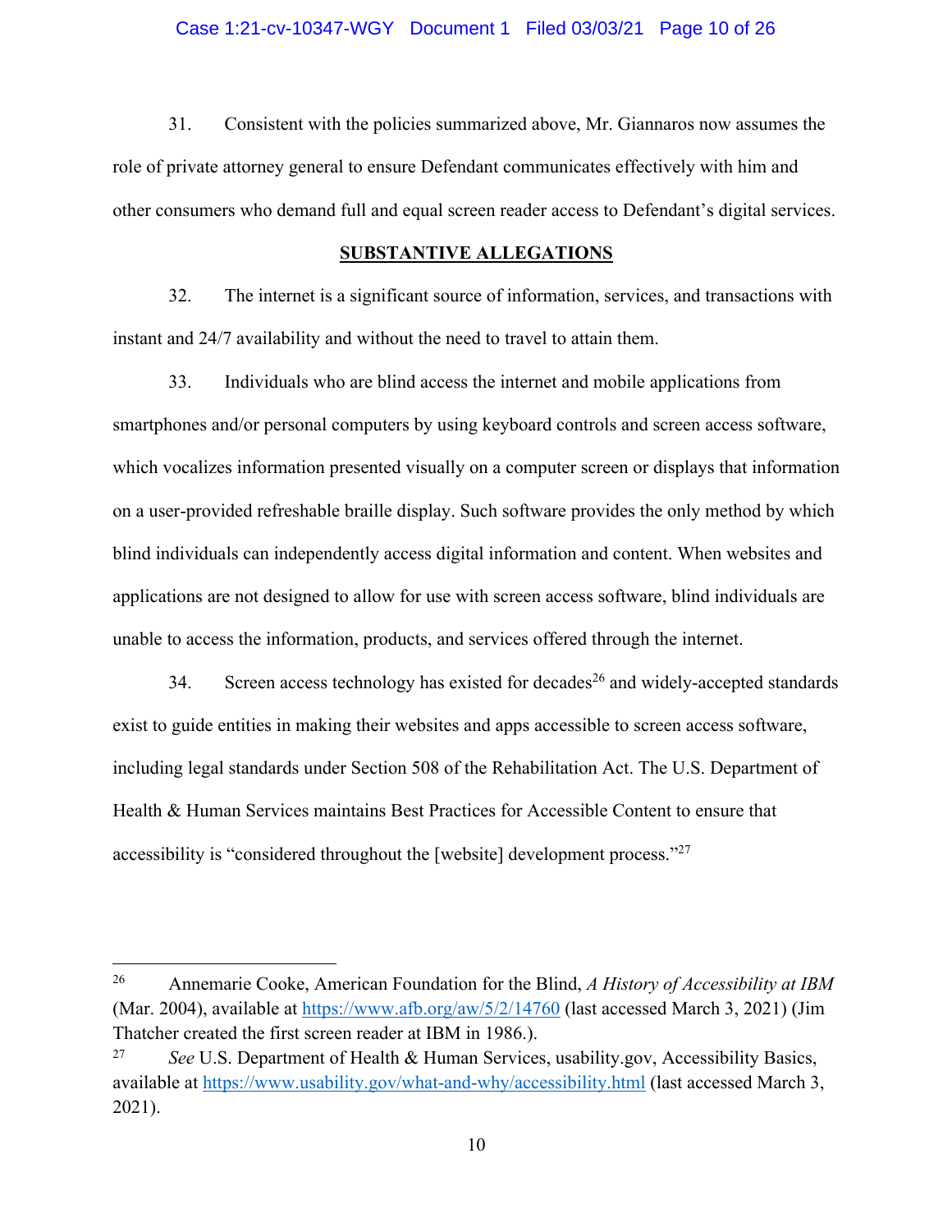31. Consistent with the policies summarized above, Mr. Giannaros now assumes the role of private attorney general to ensure Defendant communicates effectively with him and other consumers who demand full and equal screen reader access to Defendant's digital services.

## SUBSTANTIVE ALLEGATIONS

32. The internet is a significant source of information, services, and transactions with instant and 24/7 availability and without the need to travel to attain them.

33. Individuals who are blind access the internet and mobile applications from smartphones and/or personal computers by using keyboard controls and screen access software, which vocalizes information presented visually on a computer screen or displays that information on a user-provided refreshable braille display. Such software provides the only method by which blind individuals can independently access digital information and content. When websites and applications are not designed to allow for use with screen access software, blind individuals are unable to access the information, products, and services offered through the internet.

34. Screen access technology has existed for decades[26] and widely-accepted standards exist to guide entities in making their websites and apps accessible to screen access software, including legal standards under Section 508 of the Rehabilitation Act. The U.S. Department of Health & Human Services maintains Best Practices for Accessible Content to ensure that accessibility is "considered throughout the [website] development process."[27]

---

[26] Annemarie Cooke, American Foundation for the Blind, *A History of Accessibility at IBM* (Mar. 2004), available at https://www.afb.org/aw/5/2/14760 (last accessed March 3, 2021) (Jim Thatcher created the first screen reader at IBM in 1986.).

[27] *See* U.S. Department of Health & Human Services, usability.gov, Accessibility Basics, available at https://www.usability.gov/what-and-why/accessibility.html (last accessed March 3, 2021).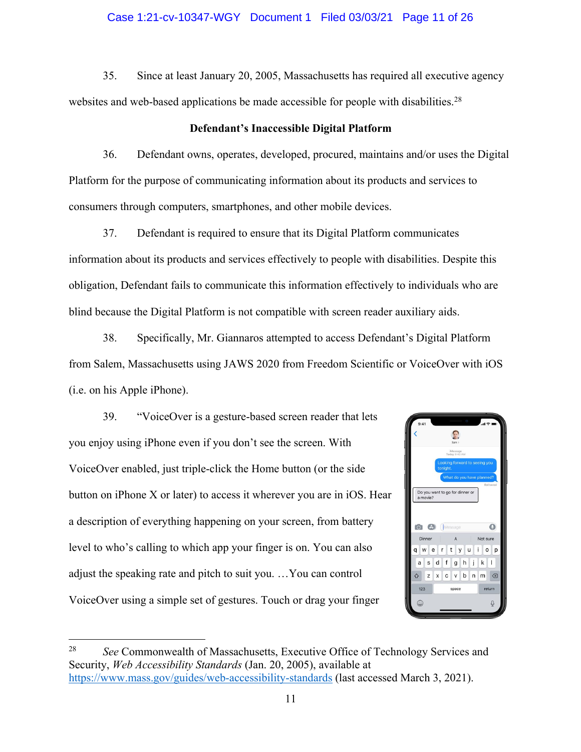35. Since at least January 20, 2005, Massachusetts has required all executive agency websites and web-based applications be made accessible for people with disabilities.[28]

**Defendant's Inaccessible Digital Platform**

36. Defendant owns, operates, developed, procured, maintains and/or uses the Digital Platform for the purpose of communicating information about its products and services to consumers through computers, smartphones, and other mobile devices.

37. Defendant is required to ensure that its Digital Platform communicates information about its products and services effectively to people with disabilities. Despite this obligation, Defendant fails to communicate this information effectively to individuals who are blind because the Digital Platform is not compatible with screen reader auxiliary aids.

38. Specifically, Mr. Giannaros attempted to access Defendant's Digital Platform from Salem, Massachusetts using JAWS 2020 from Freedom Scientific or VoiceOver with iOS (i.e. on his Apple iPhone).

39. "VoiceOver is a gesture-based screen reader that lets you enjoy using iPhone even if you don't see the screen. With VoiceOver enabled, just triple-click the Home button (or the side button on iPhone X or later) to access it wherever you are in iOS. Hear a description of everything happening on your screen, from battery level to who's calling to which app your finger is on. You can also adjust the speaking rate and pitch to suit you. …You can control VoiceOver using a simple set of gestures. Touch or drag your finger

---

[28] *See* Commonwealth of Massachusetts, Executive Office of Technology Services and Security, *Web Accessibility Standards* (Jan. 20, 2005), available at https://www.mass.gov/guides/web-accessibility-standards (last accessed March 3, 2021).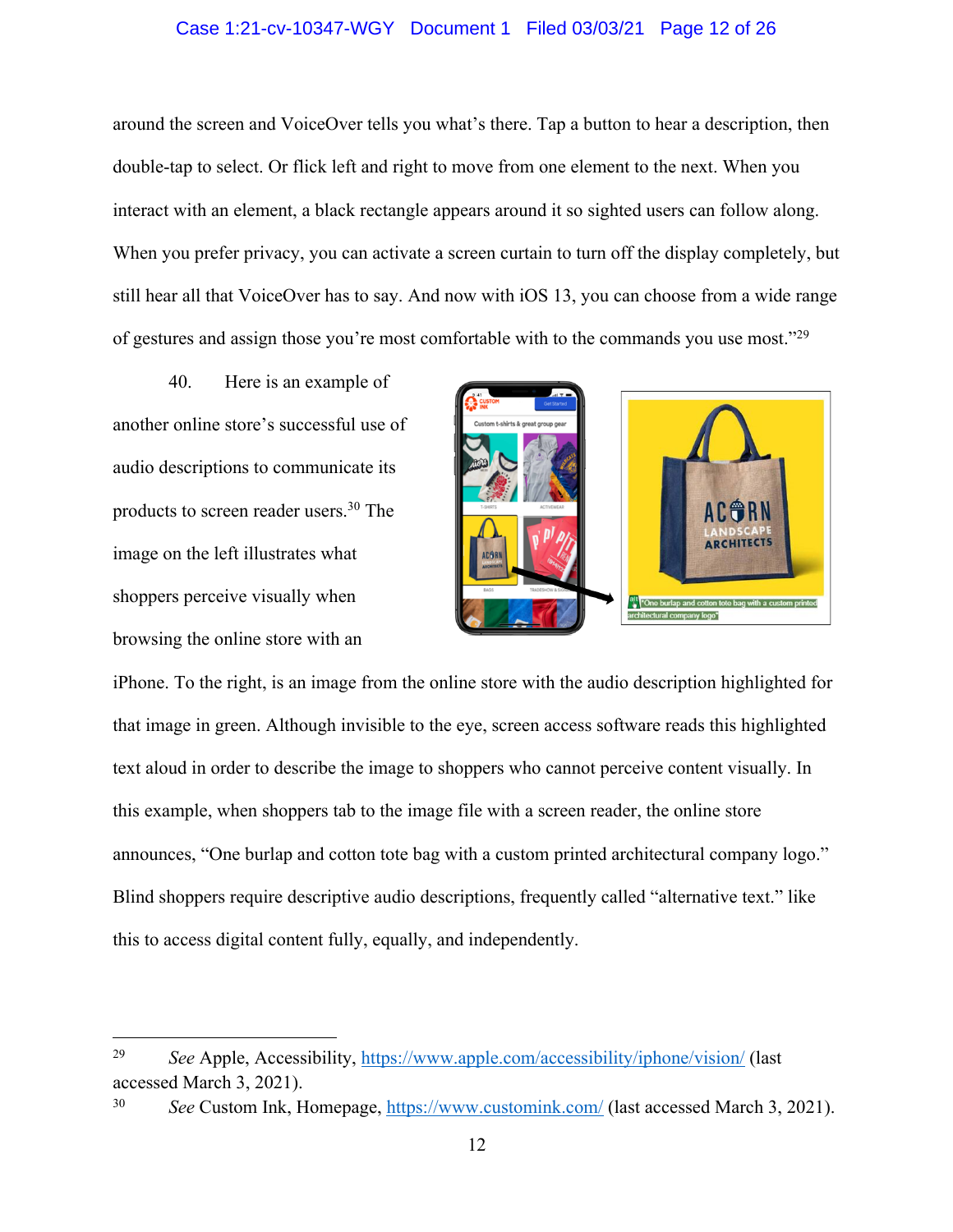around the screen and VoiceOver tells you what's there. Tap a button to hear a description, then double-tap to select. Or flick left and right to move from one element to the next. When you interact with an element, a black rectangle appears around it so sighted users can follow along. When you prefer privacy, you can activate a screen curtain to turn off the display completely, but still hear all that VoiceOver has to say. And now with iOS 13, you can choose from a wide range of gestures and assign those you're most comfortable with to the commands you use most."[29]

40. Here is an example of another online store's successful use of audio descriptions to communicate its products to screen reader users.[30] The image on the left illustrates what shoppers perceive visually when browsing the online store with an iPhone. To the right, is an image from the online store with the audio description highlighted for that image in green. Although invisible to the eye, screen access software reads this highlighted text aloud in order to describe the image to shoppers who cannot perceive content visually. In this example, when shoppers tab to the image file with a screen reader, the online store announces, "One burlap and cotton tote bag with a custom printed architectural company logo." Blind shoppers require descriptive audio descriptions, frequently called "alternative text." like this to access digital content fully, equally, and independently.

---

[29] *See* Apple, Accessibility, https://www.apple.com/accessibility/iphone/vision/ (last accessed March 3, 2021).

[30] *See* Custom Ink, Homepage, https://www.customink.com/ (last accessed March 3, 2021).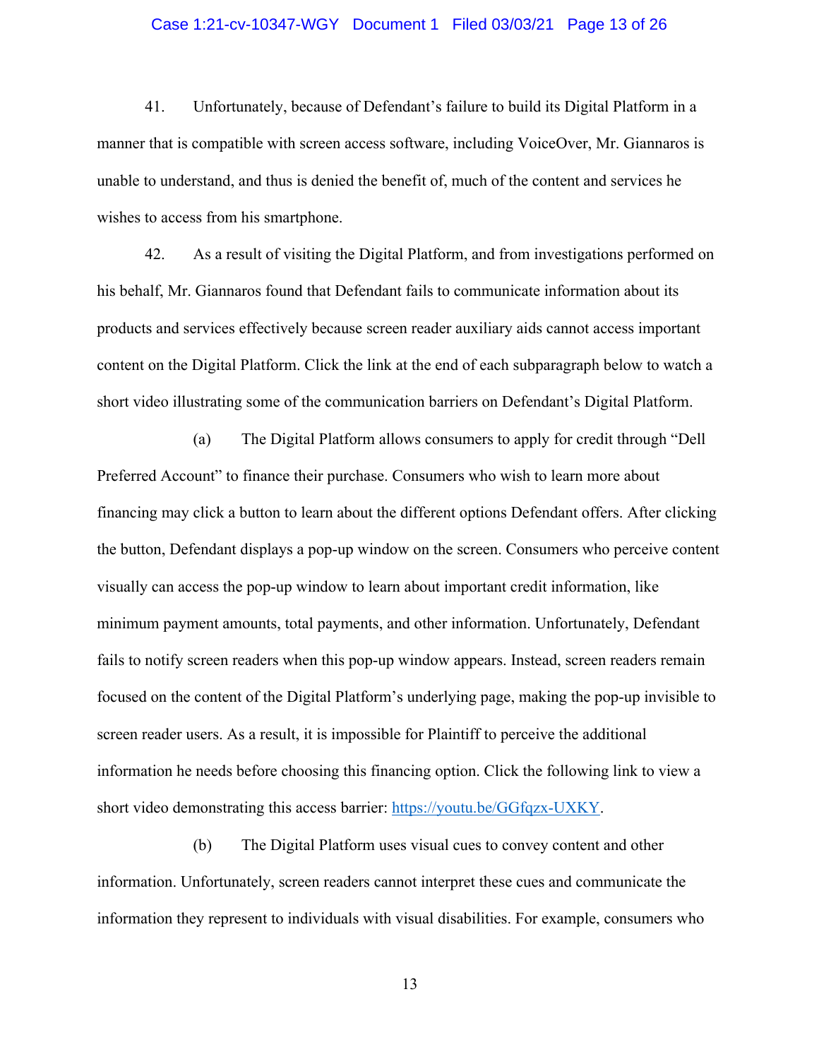41. Unfortunately, because of Defendant's failure to build its Digital Platform in a manner that is compatible with screen access software, including VoiceOver, Mr. Giannaros is unable to understand, and thus is denied the benefit of, much of the content and services he wishes to access from his smartphone.

42. As a result of visiting the Digital Platform, and from investigations performed on his behalf, Mr. Giannaros found that Defendant fails to communicate information about its products and services effectively because screen reader auxiliary aids cannot access important content on the Digital Platform. Click the link at the end of each subparagraph below to watch a short video illustrating some of the communication barriers on Defendant's Digital Platform.

(a) The Digital Platform allows consumers to apply for credit through "Dell Preferred Account" to finance their purchase. Consumers who wish to learn more about financing may click a button to learn about the different options Defendant offers. After clicking the button, Defendant displays a pop-up window on the screen. Consumers who perceive content visually can access the pop-up window to learn about important credit information, like minimum payment amounts, total payments, and other information. Unfortunately, Defendant fails to notify screen readers when this pop-up window appears. Instead, screen readers remain focused on the content of the Digital Platform's underlying page, making the pop-up invisible to screen reader users. As a result, it is impossible for Plaintiff to perceive the additional information he needs before choosing this financing option. Click the following link to view a short video demonstrating this access barrier: https://youtu.be/GGfqzx-UXKY.

(b) The Digital Platform uses visual cues to convey content and other information. Unfortunately, screen readers cannot interpret these cues and communicate the information they represent to individuals with visual disabilities. For example, consumers who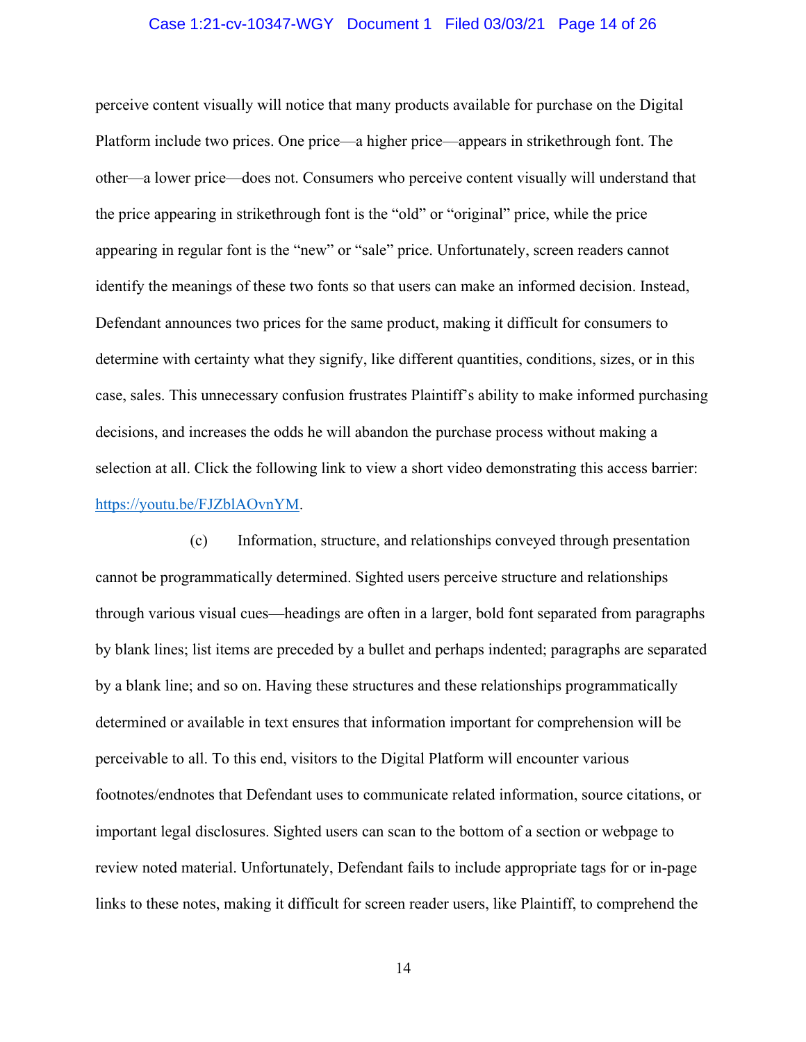perceive content visually will notice that many products available for purchase on the Digital Platform include two prices. One price—a higher price—appears in strikethrough font. The other—a lower price—does not. Consumers who perceive content visually will understand that the price appearing in strikethrough font is the "old" or "original" price, while the price appearing in regular font is the "new" or "sale" price. Unfortunately, screen readers cannot identify the meanings of these two fonts so that users can make an informed decision. Instead, Defendant announces two prices for the same product, making it difficult for consumers to determine with certainty what they signify, like different quantities, conditions, sizes, or in this case, sales. This unnecessary confusion frustrates Plaintiff's ability to make informed purchasing decisions, and increases the odds he will abandon the purchase process without making a selection at all. Click the following link to view a short video demonstrating this access barrier: [https://youtu.be/FJZblAOvnYM](https://youtu.be/FJZblAOvnYM).

(c) Information, structure, and relationships conveyed through presentation cannot be programmatically determined. Sighted users perceive structure and relationships through various visual cues—headings are often in a larger, bold font separated from paragraphs by blank lines; list items are preceded by a bullet and perhaps indented; paragraphs are separated by a blank line; and so on. Having these structures and these relationships programmatically determined or available in text ensures that information important for comprehension will be perceivable to all. To this end, visitors to the Digital Platform will encounter various footnotes/endnotes that Defendant uses to communicate related information, source citations, or important legal disclosures. Sighted users can scan to the bottom of a section or webpage to review noted material. Unfortunately, Defendant fails to include appropriate tags for or in-page links to these notes, making it difficult for screen reader users, like Plaintiff, to comprehend the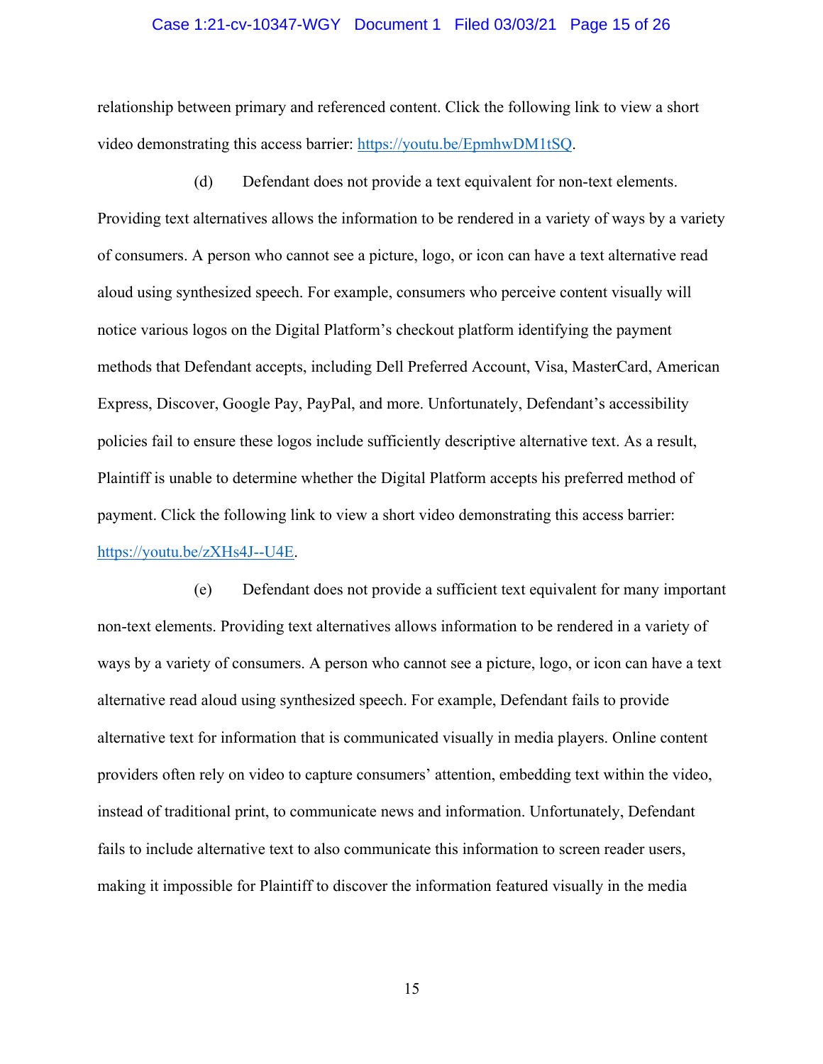relationship between primary and referenced content. Click the following link to view a short video demonstrating this access barrier: https://youtu.be/EpmhwDM1tSQ.

(d) Defendant does not provide a text equivalent for non-text elements. Providing text alternatives allows the information to be rendered in a variety of ways by a variety of consumers. A person who cannot see a picture, logo, or icon can have a text alternative read aloud using synthesized speech. For example, consumers who perceive content visually will notice various logos on the Digital Platform's checkout platform identifying the payment methods that Defendant accepts, including Dell Preferred Account, Visa, MasterCard, American Express, Discover, Google Pay, PayPal, and more. Unfortunately, Defendant's accessibility policies fail to ensure these logos include sufficiently descriptive alternative text. As a result, Plaintiff is unable to determine whether the Digital Platform accepts his preferred method of payment. Click the following link to view a short video demonstrating this access barrier: https://youtu.be/zXHs4J--U4E.

(e) Defendant does not provide a sufficient text equivalent for many important non-text elements. Providing text alternatives allows information to be rendered in a variety of ways by a variety of consumers. A person who cannot see a picture, logo, or icon can have a text alternative read aloud using synthesized speech. For example, Defendant fails to provide alternative text for information that is communicated visually in media players. Online content providers often rely on video to capture consumers' attention, embedding text within the video, instead of traditional print, to communicate news and information. Unfortunately, Defendant fails to include alternative text to also communicate this information to screen reader users, making it impossible for Plaintiff to discover the information featured visually in the media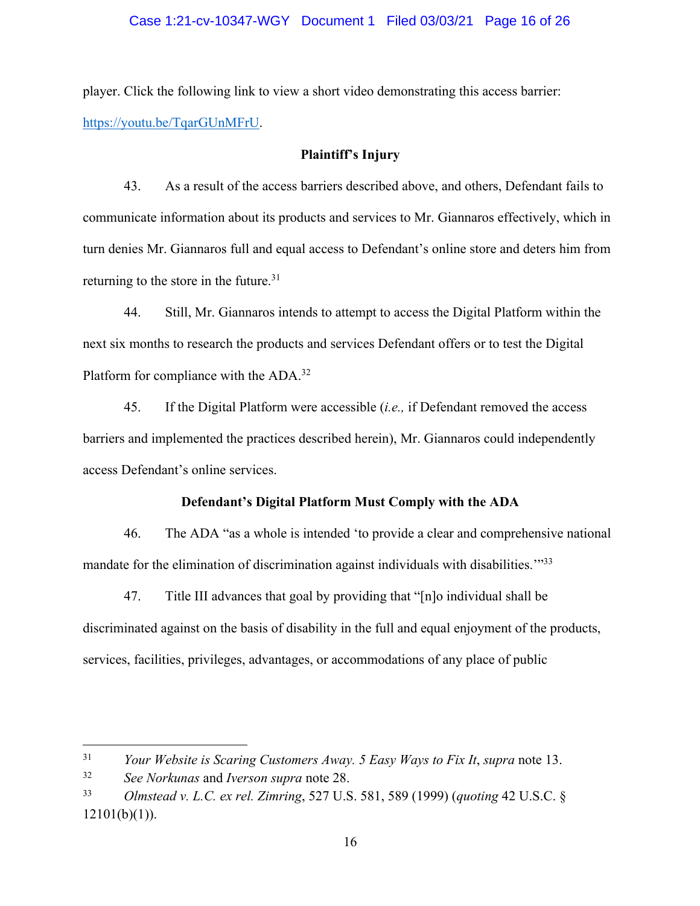player. Click the following link to view a short video demonstrating this access barrier: https://youtu.be/TqarGUnMFrU.

**Plaintiff's Injury**

43. As a result of the access barriers described above, and others, Defendant fails to communicate information about its products and services to Mr. Giannaros effectively, which in turn denies Mr. Giannaros full and equal access to Defendant's online store and deters him from returning to the store in the future.[31]

44. Still, Mr. Giannaros intends to attempt to access the Digital Platform within the next six months to research the products and services Defendant offers or to test the Digital Platform for compliance with the ADA.[32]

45. If the Digital Platform were accessible (*i.e.,* if Defendant removed the access barriers and implemented the practices described herein), Mr. Giannaros could independently access Defendant's online services.

**Defendant's Digital Platform Must Comply with the ADA**

46. The ADA "as a whole is intended 'to provide a clear and comprehensive national mandate for the elimination of discrimination against individuals with disabilities.'"[33]

47. Title III advances that goal by providing that "[n]o individual shall be discriminated against on the basis of disability in the full and equal enjoyment of the products, services, facilities, privileges, advantages, or accommodations of any place of public

---

[31] *Your Website is Scaring Customers Away. 5 Easy Ways to Fix It*, *supra* note 13.

[32] *See Norkunas* and *Iverson supra* note 28.

[33] *Olmstead v. L.C. ex rel. Zimring*, 527 U.S. 581, 589 (1999) (*quoting* 42 U.S.C. § 12101(b)(1)).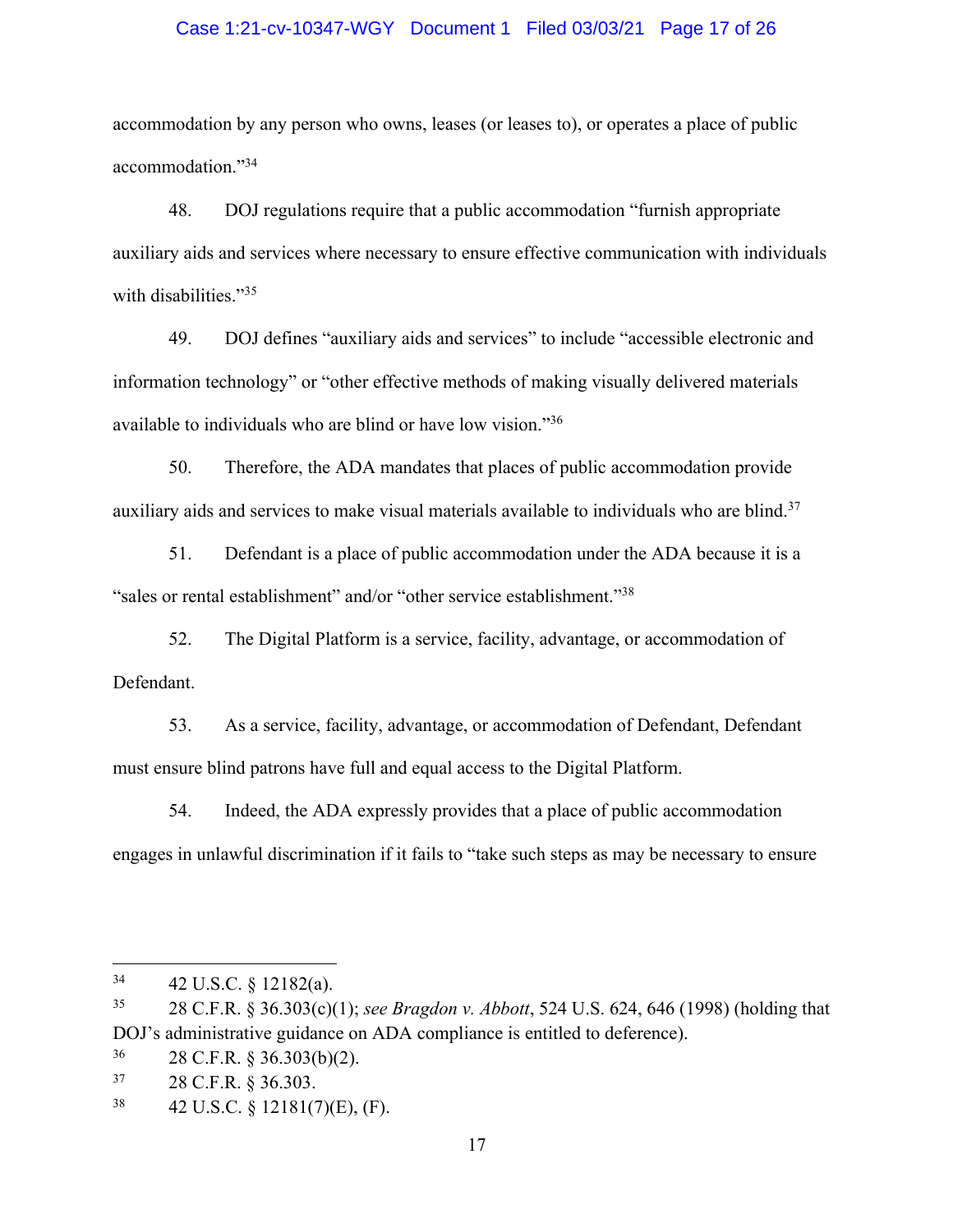accommodation by any person who owns, leases (or leases to), or operates a place of public accommodation."[34]

48. DOJ regulations require that a public accommodation "furnish appropriate auxiliary aids and services where necessary to ensure effective communication with individuals with disabilities."[35]

49. DOJ defines "auxiliary aids and services" to include "accessible electronic and information technology" or "other effective methods of making visually delivered materials available to individuals who are blind or have low vision."[36]

50. Therefore, the ADA mandates that places of public accommodation provide auxiliary aids and services to make visual materials available to individuals who are blind.[37]

51. Defendant is a place of public accommodation under the ADA because it is a "sales or rental establishment" and/or "other service establishment."[38]

52. The Digital Platform is a service, facility, advantage, or accommodation of Defendant.

53. As a service, facility, advantage, or accommodation of Defendant, Defendant must ensure blind patrons have full and equal access to the Digital Platform.

54. Indeed, the ADA expressly provides that a place of public accommodation engages in unlawful discrimination if it fails to "take such steps as may be necessary to ensure

---

[34] 42 U.S.C. § 12182(a).

[35] 28 C.F.R. § 36.303(c)(1); *see Bragdon v. Abbott*, 524 U.S. 624, 646 (1998) (holding that DOJ's administrative guidance on ADA compliance is entitled to deference).

[36] 28 C.F.R. § 36.303(b)(2).

[37] 28 C.F.R. § 36.303.

[38] 42 U.S.C. § 12181(7)(E), (F).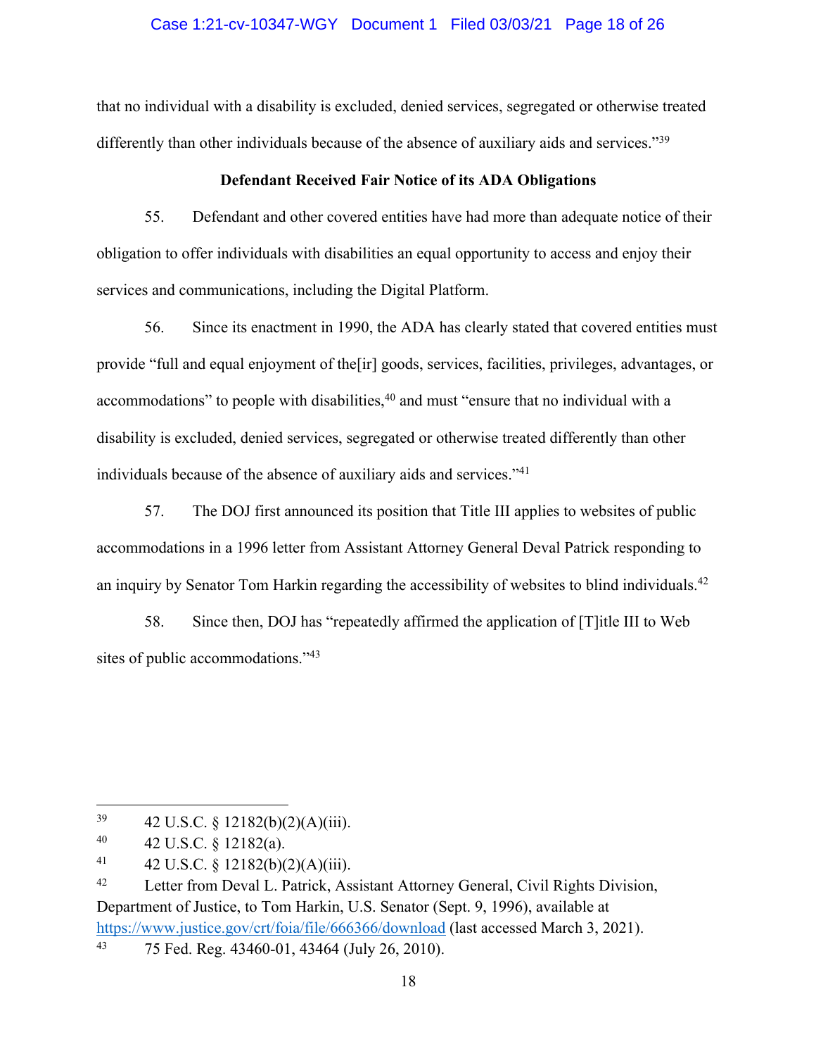that no individual with a disability is excluded, denied services, segregated or otherwise treated differently than other individuals because of the absence of auxiliary aids and services."[39]

**Defendant Received Fair Notice of its ADA Obligations**

55. Defendant and other covered entities have had more than adequate notice of their obligation to offer individuals with disabilities an equal opportunity to access and enjoy their services and communications, including the Digital Platform.

56. Since its enactment in 1990, the ADA has clearly stated that covered entities must provide "full and equal enjoyment of the[ir] goods, services, facilities, privileges, advantages, or accommodations" to people with disabilities,[40] and must "ensure that no individual with a disability is excluded, denied services, segregated or otherwise treated differently than other individuals because of the absence of auxiliary aids and services."[41]

57. The DOJ first announced its position that Title III applies to websites of public accommodations in a 1996 letter from Assistant Attorney General Deval Patrick responding to an inquiry by Senator Tom Harkin regarding the accessibility of websites to blind individuals.[42]

58. Since then, DOJ has "repeatedly affirmed the application of [T]itle III to Web sites of public accommodations."[43]

---

[39] 42 U.S.C. § 12182(b)(2)(A)(iii).

[40] 42 U.S.C. § 12182(a).

[41] 42 U.S.C. § 12182(b)(2)(A)(iii).

[42] Letter from Deval L. Patrick, Assistant Attorney General, Civil Rights Division, Department of Justice, to Tom Harkin, U.S. Senator (Sept. 9, 1996), available at https://www.justice.gov/crt/foia/file/666366/download (last accessed March 3, 2021).

[43] 75 Fed. Reg. 43460-01, 43464 (July 26, 2010).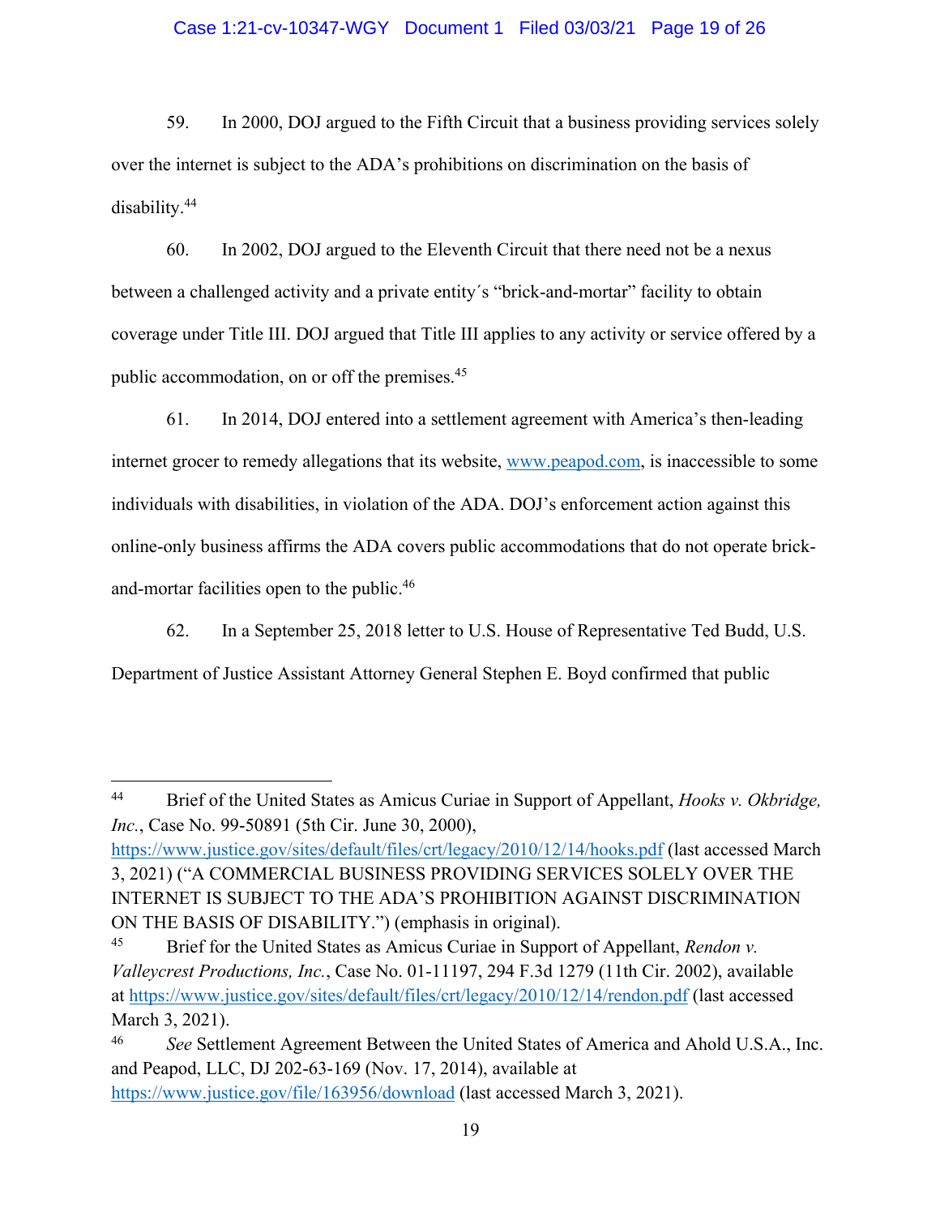59. In 2000, DOJ argued to the Fifth Circuit that a business providing services solely over the internet is subject to the ADA's prohibitions on discrimination on the basis of disability.[44]

60. In 2002, DOJ argued to the Eleventh Circuit that there need not be a nexus between a challenged activity and a private entity´s "brick-and-mortar" facility to obtain coverage under Title III. DOJ argued that Title III applies to any activity or service offered by a public accommodation, on or off the premises.[45]

61. In 2014, DOJ entered into a settlement agreement with America's then-leading internet grocer to remedy allegations that its website, www.peapod.com, is inaccessible to some individuals with disabilities, in violation of the ADA. DOJ's enforcement action against this online-only business affirms the ADA covers public accommodations that do not operate brick-and-mortar facilities open to the public.[46]

62. In a September 25, 2018 letter to U.S. House of Representative Ted Budd, U.S. Department of Justice Assistant Attorney General Stephen E. Boyd confirmed that public

---

[44] Brief of the United States as Amicus Curiae in Support of Appellant, *Hooks v. Okbridge, Inc.*, Case No. 99-50891 (5th Cir. June 30, 2000), https://www.justice.gov/sites/default/files/crt/legacy/2010/12/14/hooks.pdf (last accessed March 3, 2021) ("A COMMERCIAL BUSINESS PROVIDING SERVICES SOLELY OVER THE INTERNET IS SUBJECT TO THE ADA'S PROHIBITION AGAINST DISCRIMINATION ON THE BASIS OF DISABILITY.") (emphasis in original).

[45] Brief for the United States as Amicus Curiae in Support of Appellant, *Rendon v. Valleycrest Productions, Inc.*, Case No. 01-11197, 294 F.3d 1279 (11th Cir. 2002), available at https://www.justice.gov/sites/default/files/crt/legacy/2010/12/14/rendon.pdf (last accessed March 3, 2021).

[46] *See* Settlement Agreement Between the United States of America and Ahold U.S.A., Inc. and Peapod, LLC, DJ 202-63-169 (Nov. 17, 2014), available at https://www.justice.gov/file/163956/download (last accessed March 3, 2021).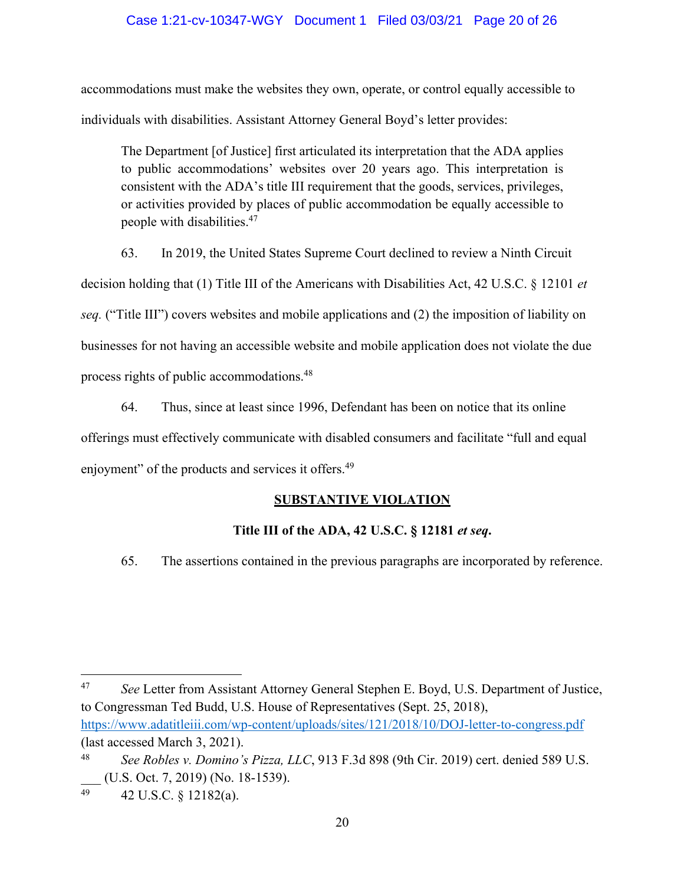accommodations must make the websites they own, operate, or control equally accessible to individuals with disabilities. Assistant Attorney General Boyd's letter provides:

> The Department [of Justice] first articulated its interpretation that the ADA applies to public accommodations' websites over 20 years ago. This interpretation is consistent with the ADA's title III requirement that the goods, services, privileges, or activities provided by places of public accommodation be equally accessible to people with disabilities.[47]

63. In 2019, the United States Supreme Court declined to review a Ninth Circuit decision holding that (1) Title III of the Americans with Disabilities Act, 42 U.S.C. § 12101 *et seq.* ("Title III") covers websites and mobile applications and (2) the imposition of liability on businesses for not having an accessible website and mobile application does not violate the due process rights of public accommodations.[48]

64. Thus, since at least since 1996, Defendant has been on notice that its online offerings must effectively communicate with disabled consumers and facilitate "full and equal enjoyment" of the products and services it offers.[49]

## SUBSTANTIVE VIOLATION

### Title III of the ADA, 42 U.S.C. § 12181 *et seq.*

65. The assertions contained in the previous paragraphs are incorporated by reference.

---

[47] *See* Letter from Assistant Attorney General Stephen E. Boyd, U.S. Department of Justice, to Congressman Ted Budd, U.S. House of Representatives (Sept. 25, 2018), https://www.adatitleiii.com/wp-content/uploads/sites/121/2018/10/DOJ-letter-to-congress.pdf (last accessed March 3, 2021).

[48] *See Robles v. Domino's Pizza, LLC*, 913 F.3d 898 (9th Cir. 2019) cert. denied 589 U.S. ___ (U.S. Oct. 7, 2019) (No. 18-1539).

[49] 42 U.S.C. § 12182(a).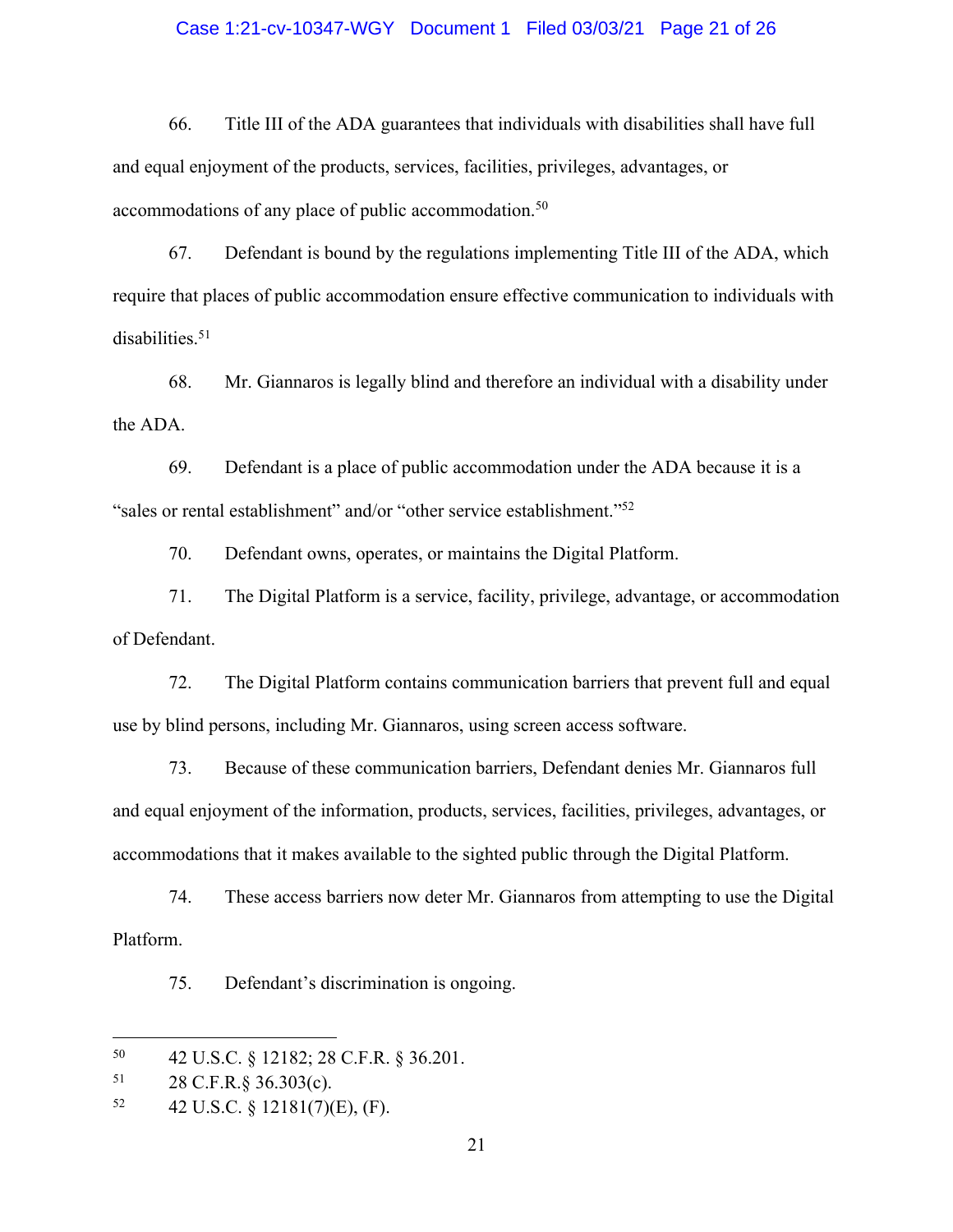66. Title III of the ADA guarantees that individuals with disabilities shall have full and equal enjoyment of the products, services, facilities, privileges, advantages, or accommodations of any place of public accommodation.[50]

67. Defendant is bound by the regulations implementing Title III of the ADA, which require that places of public accommodation ensure effective communication to individuals with disabilities.[51]

68. Mr. Giannaros is legally blind and therefore an individual with a disability under the ADA.

69. Defendant is a place of public accommodation under the ADA because it is a "sales or rental establishment" and/or "other service establishment."[52]

70. Defendant owns, operates, or maintains the Digital Platform.

71. The Digital Platform is a service, facility, privilege, advantage, or accommodation of Defendant.

72. The Digital Platform contains communication barriers that prevent full and equal use by blind persons, including Mr. Giannaros, using screen access software.

73. Because of these communication barriers, Defendant denies Mr. Giannaros full and equal enjoyment of the information, products, services, facilities, privileges, advantages, or accommodations that it makes available to the sighted public through the Digital Platform.

74. These access barriers now deter Mr. Giannaros from attempting to use the Digital Platform.

75. Defendant's discrimination is ongoing.

---

[50] 42 U.S.C. § 12182; 28 C.F.R. § 36.201.

[51] 28 C.F.R.§ 36.303(c).

[52] 42 U.S.C. § 12181(7)(E), (F).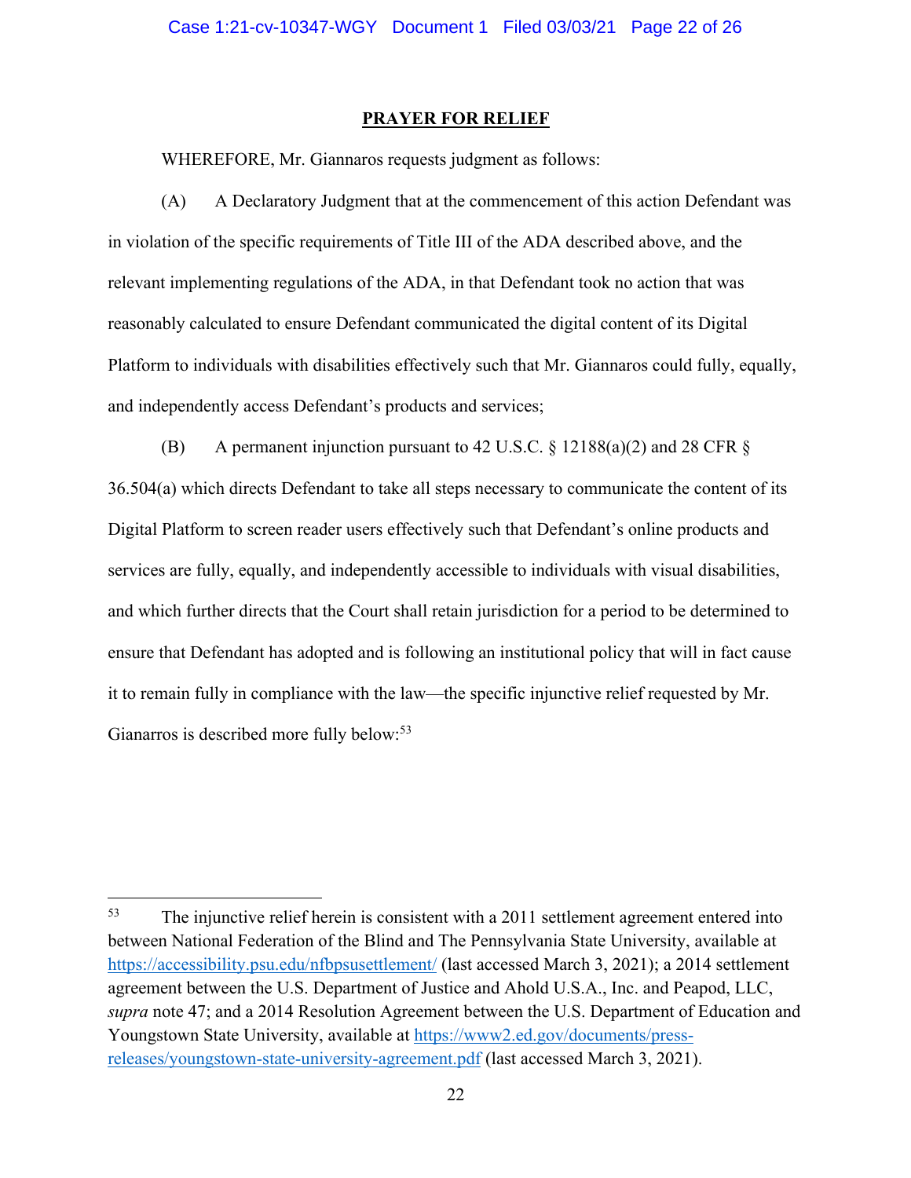# PRAYER FOR RELIEF

WHEREFORE, Mr. Giannaros requests judgment as follows:

(A) A Declaratory Judgment that at the commencement of this action Defendant was in violation of the specific requirements of Title III of the ADA described above, and the relevant implementing regulations of the ADA, in that Defendant took no action that was reasonably calculated to ensure Defendant communicated the digital content of its Digital Platform to individuals with disabilities effectively such that Mr. Giannaros could fully, equally, and independently access Defendant's products and services;

(B) A permanent injunction pursuant to 42 U.S.C. § 12188(a)(2) and 28 CFR § 36.504(a) which directs Defendant to take all steps necessary to communicate the content of its Digital Platform to screen reader users effectively such that Defendant's online products and services are fully, equally, and independently accessible to individuals with visual disabilities, and which further directs that the Court shall retain jurisdiction for a period to be determined to ensure that Defendant has adopted and is following an institutional policy that will in fact cause it to remain fully in compliance with the law—the specific injunctive relief requested by Mr. Gianarros is described more fully below:[53]

---

[53] The injunctive relief herein is consistent with a 2011 settlement agreement entered into between National Federation of the Blind and The Pennsylvania State University, available at https://accessibility.psu.edu/nfbpsusettlement/ (last accessed March 3, 2021); a 2014 settlement agreement between the U.S. Department of Justice and Ahold U.S.A., Inc. and Peapod, LLC, *supra* note 47; and a 2014 Resolution Agreement between the U.S. Department of Education and Youngstown State University, available at https://www2.ed.gov/documents/press-releases/youngstown-state-university-agreement.pdf (last accessed March 3, 2021).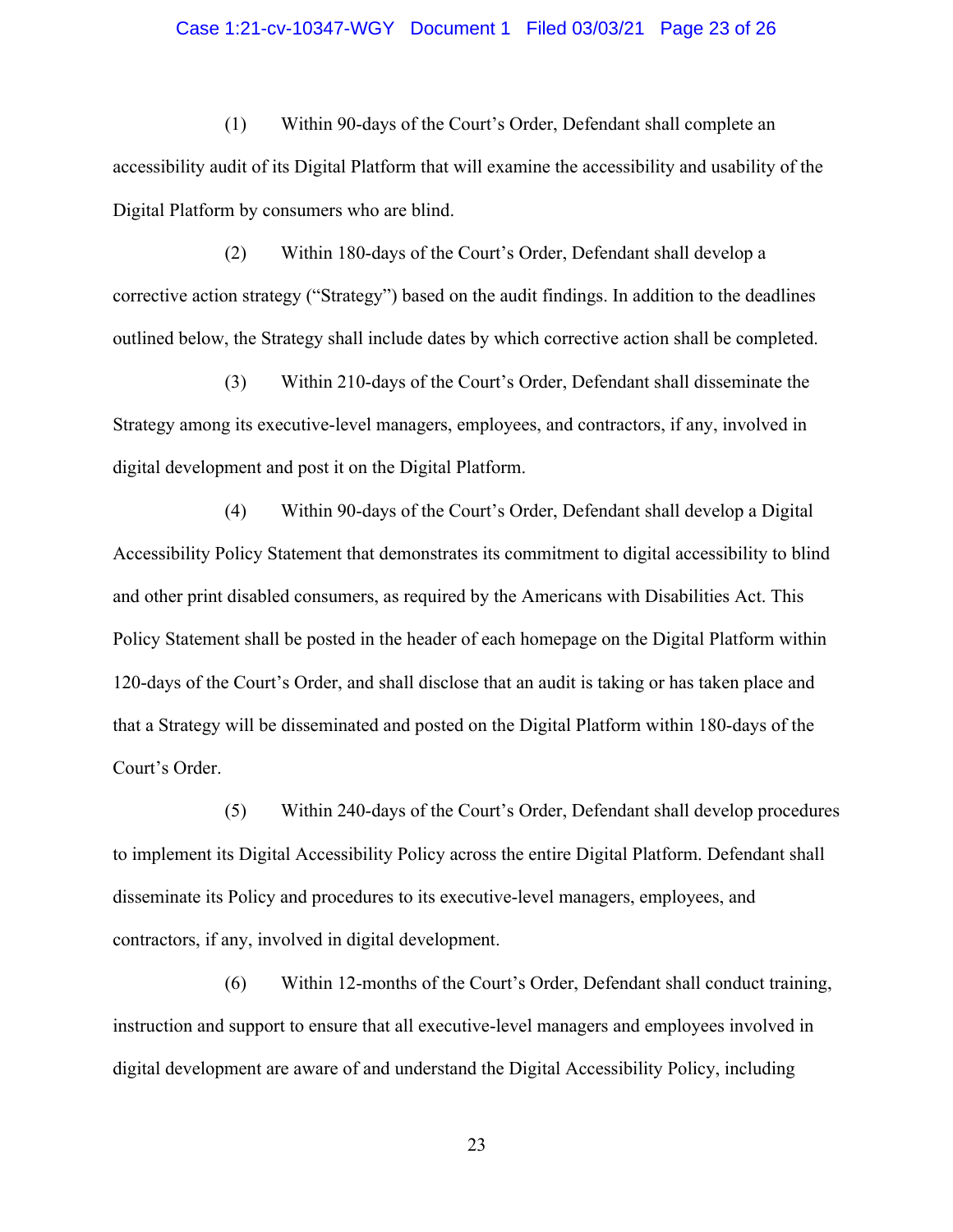(1) Within 90-days of the Court's Order, Defendant shall complete an accessibility audit of its Digital Platform that will examine the accessibility and usability of the Digital Platform by consumers who are blind.

(2) Within 180-days of the Court's Order, Defendant shall develop a corrective action strategy ("Strategy") based on the audit findings. In addition to the deadlines outlined below, the Strategy shall include dates by which corrective action shall be completed.

(3) Within 210-days of the Court's Order, Defendant shall disseminate the Strategy among its executive-level managers, employees, and contractors, if any, involved in digital development and post it on the Digital Platform.

(4) Within 90-days of the Court's Order, Defendant shall develop a Digital Accessibility Policy Statement that demonstrates its commitment to digital accessibility to blind and other print disabled consumers, as required by the Americans with Disabilities Act. This Policy Statement shall be posted in the header of each homepage on the Digital Platform within 120-days of the Court's Order, and shall disclose that an audit is taking or has taken place and that a Strategy will be disseminated and posted on the Digital Platform within 180-days of the Court's Order.

(5) Within 240-days of the Court's Order, Defendant shall develop procedures to implement its Digital Accessibility Policy across the entire Digital Platform. Defendant shall disseminate its Policy and procedures to its executive-level managers, employees, and contractors, if any, involved in digital development.

(6) Within 12-months of the Court's Order, Defendant shall conduct training, instruction and support to ensure that all executive-level managers and employees involved in digital development are aware of and understand the Digital Accessibility Policy, including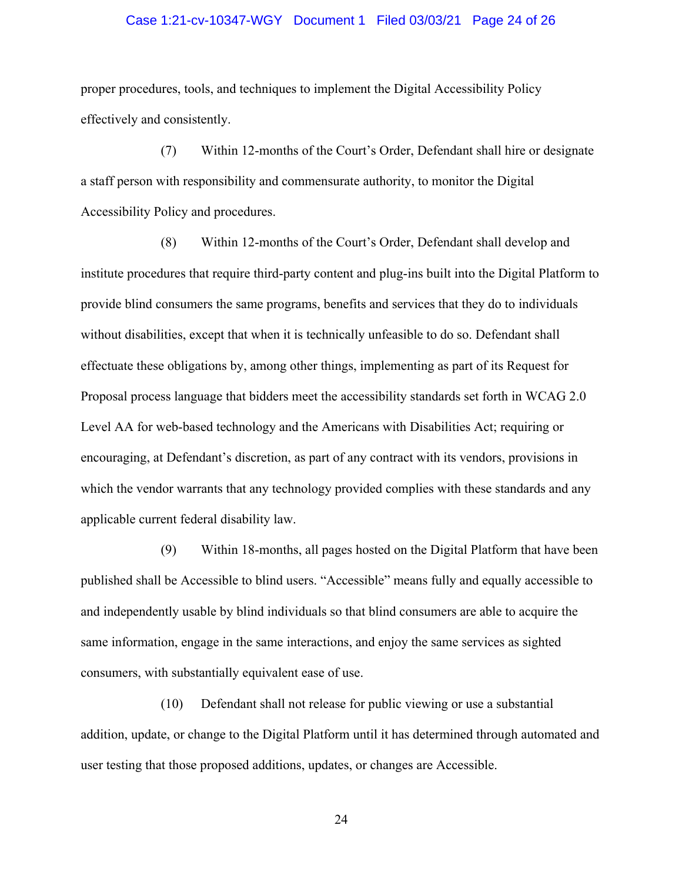proper procedures, tools, and techniques to implement the Digital Accessibility Policy effectively and consistently.

(7) Within 12-months of the Court's Order, Defendant shall hire or designate a staff person with responsibility and commensurate authority, to monitor the Digital Accessibility Policy and procedures.

(8) Within 12-months of the Court's Order, Defendant shall develop and institute procedures that require third-party content and plug-ins built into the Digital Platform to provide blind consumers the same programs, benefits and services that they do to individuals without disabilities, except that when it is technically unfeasible to do so. Defendant shall effectuate these obligations by, among other things, implementing as part of its Request for Proposal process language that bidders meet the accessibility standards set forth in WCAG 2.0 Level AA for web-based technology and the Americans with Disabilities Act; requiring or encouraging, at Defendant's discretion, as part of any contract with its vendors, provisions in which the vendor warrants that any technology provided complies with these standards and any applicable current federal disability law.

(9) Within 18-months, all pages hosted on the Digital Platform that have been published shall be Accessible to blind users. "Accessible" means fully and equally accessible to and independently usable by blind individuals so that blind consumers are able to acquire the same information, engage in the same interactions, and enjoy the same services as sighted consumers, with substantially equivalent ease of use.

(10) Defendant shall not release for public viewing or use a substantial addition, update, or change to the Digital Platform until it has determined through automated and user testing that those proposed additions, updates, or changes are Accessible.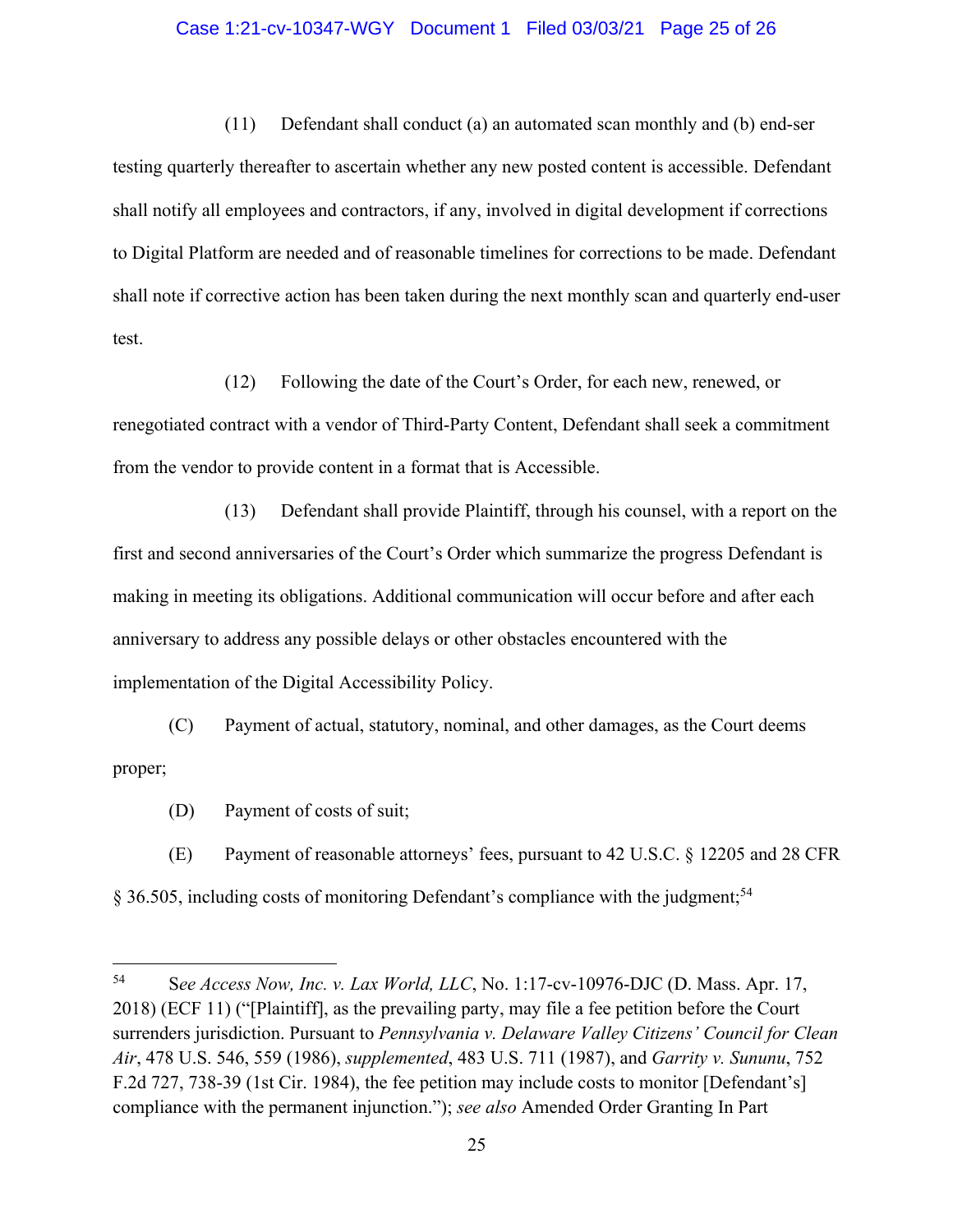(11) Defendant shall conduct (a) an automated scan monthly and (b) end-ser testing quarterly thereafter to ascertain whether any new posted content is accessible. Defendant shall notify all employees and contractors, if any, involved in digital development if corrections to Digital Platform are needed and of reasonable timelines for corrections to be made. Defendant shall note if corrective action has been taken during the next monthly scan and quarterly end-user test.

(12) Following the date of the Court's Order, for each new, renewed, or renegotiated contract with a vendor of Third-Party Content, Defendant shall seek a commitment from the vendor to provide content in a format that is Accessible.

(13) Defendant shall provide Plaintiff, through his counsel, with a report on the first and second anniversaries of the Court's Order which summarize the progress Defendant is making in meeting its obligations. Additional communication will occur before and after each anniversary to address any possible delays or other obstacles encountered with the implementation of the Digital Accessibility Policy.

(C) Payment of actual, statutory, nominal, and other damages, as the Court deems proper;

(D) Payment of costs of suit;

(E) Payment of reasonable attorneys' fees, pursuant to 42 U.S.C. § 12205 and 28 CFR § 36.505, including costs of monitoring Defendant's compliance with the judgment;[54]

---

[54] S*ee Access Now, Inc. v. Lax World, LLC*, No. 1:17-cv-10976-DJC (D. Mass. Apr. 17, 2018) (ECF 11) ("[Plaintiff], as the prevailing party, may file a fee petition before the Court surrenders jurisdiction. Pursuant to *Pennsylvania v. Delaware Valley Citizens' Council for Clean Air*, 478 U.S. 546, 559 (1986), *supplemented*, 483 U.S. 711 (1987), and *Garrity v. Sununu*, 752 F.2d 727, 738-39 (1st Cir. 1984), the fee petition may include costs to monitor [Defendant's] compliance with the permanent injunction."); *see also* Amended Order Granting In Part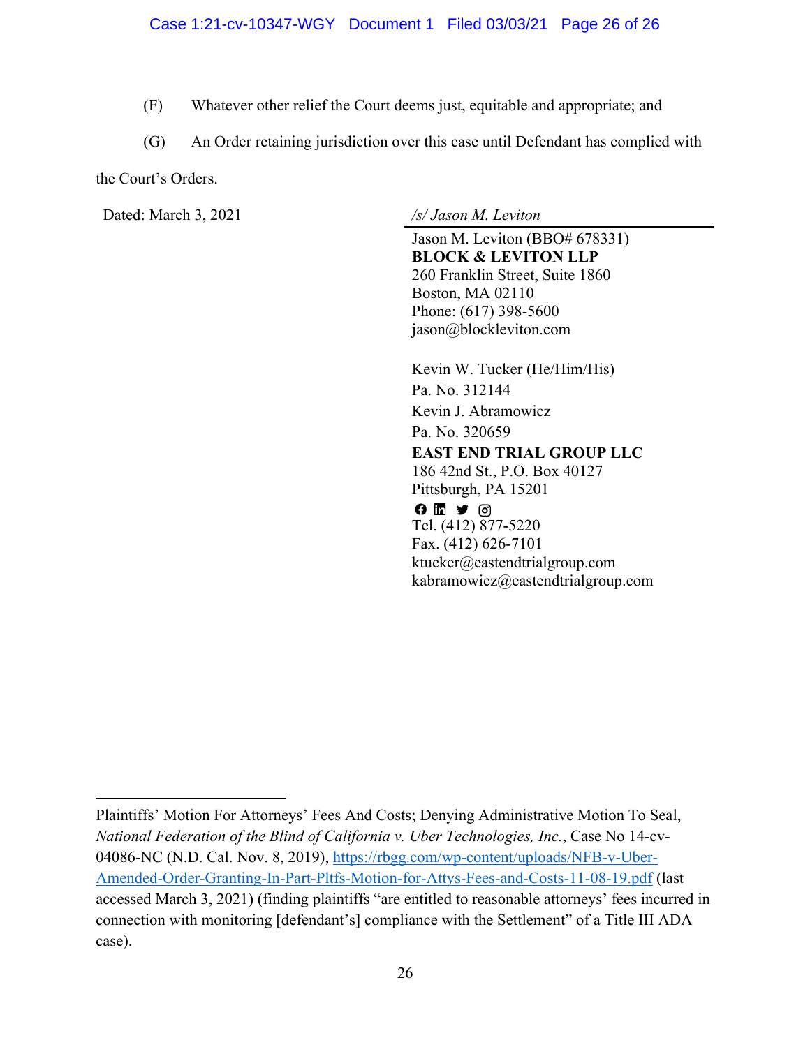(F) Whatever other relief the Court deems just, equitable and appropriate; and

(G) An Order retaining jurisdiction over this case until Defendant has complied with the Court's Orders.

Dated: March 3, 2021

*/s/ Jason M. Leviton*

Jason M. Leviton (BBO# 678331)
**BLOCK & LEVITON LLP**
260 Franklin Street, Suite 1860
Boston, MA 02110
Phone: (617) 398-5600
jason@blockleviton.com

Kevin W. Tucker (He/Him/His)
Pa. No. 312144
Kevin J. Abramowicz
Pa. No. 320659
**EAST END TRIAL GROUP LLC**
186 42nd St., P.O. Box 40127
Pittsburgh, PA 15201
Tel. (412) 877-5220
Fax. (412) 626-7101
ktucker@eastendtrialgroup.com
kabramowicz@eastendtrialgroup.com

---

Plaintiffs' Motion For Attorneys' Fees And Costs; Denying Administrative Motion To Seal, *National Federation of the Blind of California v. Uber Technologies, Inc.*, Case No 14-cv-04086-NC (N.D. Cal. Nov. 8, 2019), https://rbgg.com/wp-content/uploads/NFB-v-Uber-Amended-Order-Granting-In-Part-Pltfs-Motion-for-Attys-Fees-and-Costs-11-08-19.pdf (last accessed March 3, 2021) (finding plaintiffs "are entitled to reasonable attorneys' fees incurred in connection with monitoring [defendant's] compliance with the Settlement" of a Title III ADA case).